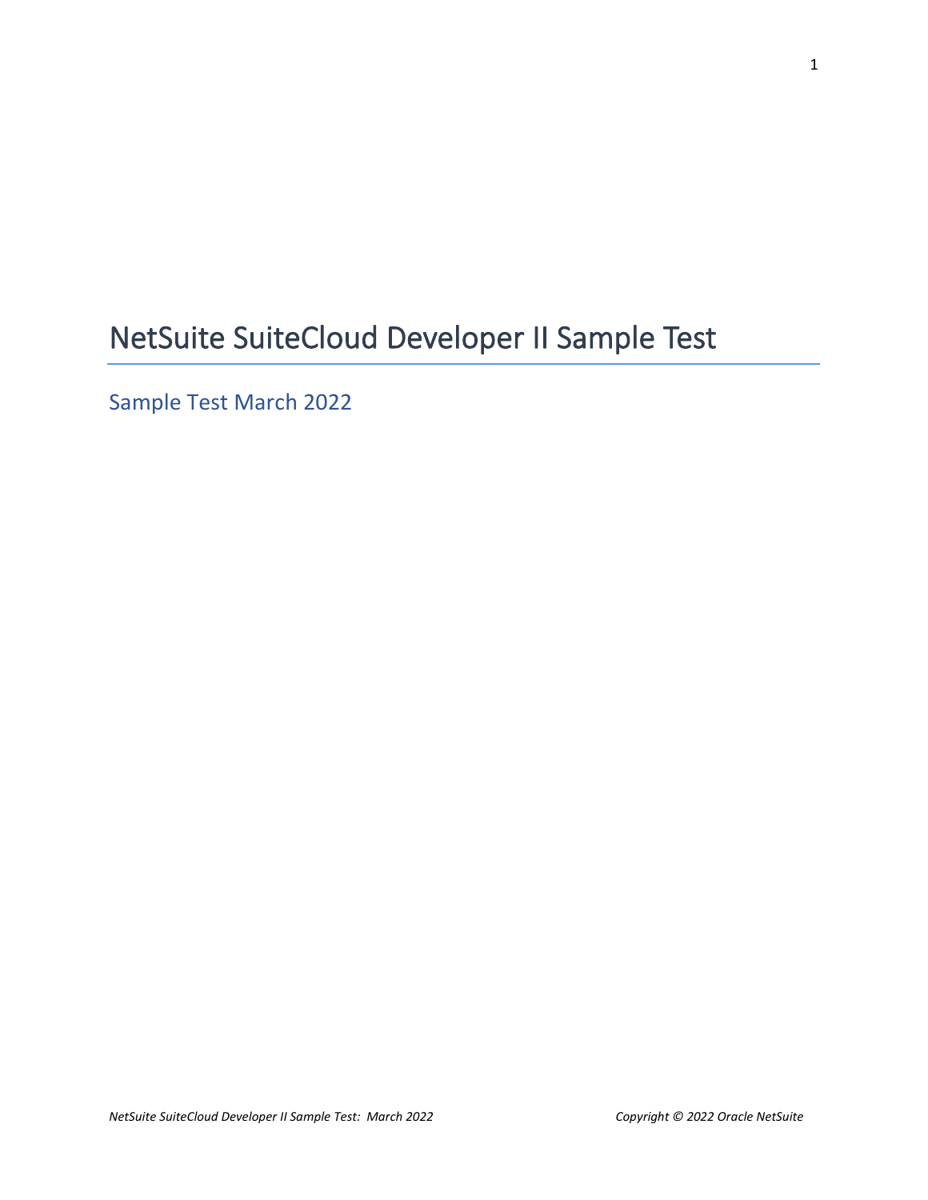# NetSuite SuiteCloud Developer II Sample Test

## Sample Test March 2022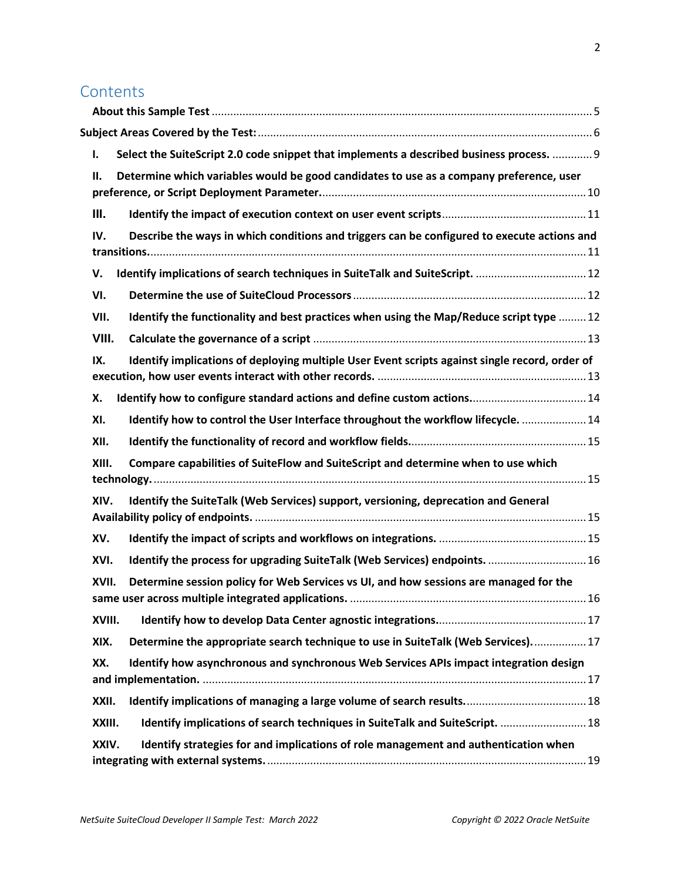## Contents

**About this Sample Test** ..... 5

**Subject Areas Covered by the Test:** ..... 6

**I. Select the SuiteScript 2.0 code snippet that implements a described business process.** ..... 9

**II. Determine which variables would be good candidates to use as a company preference, user preference, or Script Deployment Parameter.** ..... 10

**III. Identify the impact of execution context on user event scripts** ..... 11

**IV. Describe the ways in which conditions and triggers can be configured to execute actions and transitions.** ..... 11

**V. Identify implications of search techniques in SuiteTalk and SuiteScript.** ..... 12

**VI. Determine the use of SuiteCloud Processors** ..... 12

**VII. Identify the functionality and best practices when using the Map/Reduce script type** ..... 12

**VIII. Calculate the governance of a script** ..... 13

**IX. Identify implications of deploying multiple User Event scripts against single record, order of execution, how user events interact with other records.** ..... 13

**X. Identify how to configure standard actions and define custom actions.** ..... 14

**XI. Identify how to control the User Interface throughout the workflow lifecycle.** ..... 14

**XII. Identify the functionality of record and workflow fields.** ..... 15

**XIII. Compare capabilities of SuiteFlow and SuiteScript and determine when to use which technology.** ..... 15

**XIV. Identify the SuiteTalk (Web Services) support, versioning, deprecation and General Availability policy of endpoints.** ..... 15

**XV. Identify the impact of scripts and workflows on integrations.** ..... 15

**XVI. Identify the process for upgrading SuiteTalk (Web Services) endpoints.** ..... 16

**XVII. Determine session policy for Web Services vs UI, and how sessions are managed for the same user across multiple integrated applications.** ..... 16

**XVIII. Identify how to develop Data Center agnostic integrations.** ..... 17

**XIX. Determine the appropriate search technique to use in SuiteTalk (Web Services).** ..... 17

**XX. Identify how asynchronous and synchronous Web Services APIs impact integration design and implementation.** ..... 17

**XXII. Identify implications of managing a large volume of search results.** ..... 18

**XXIII. Identify implications of search techniques in SuiteTalk and SuiteScript.** ..... 18

**XXIV. Identify strategies for and implications of role management and authentication when integrating with external systems.** ..... 19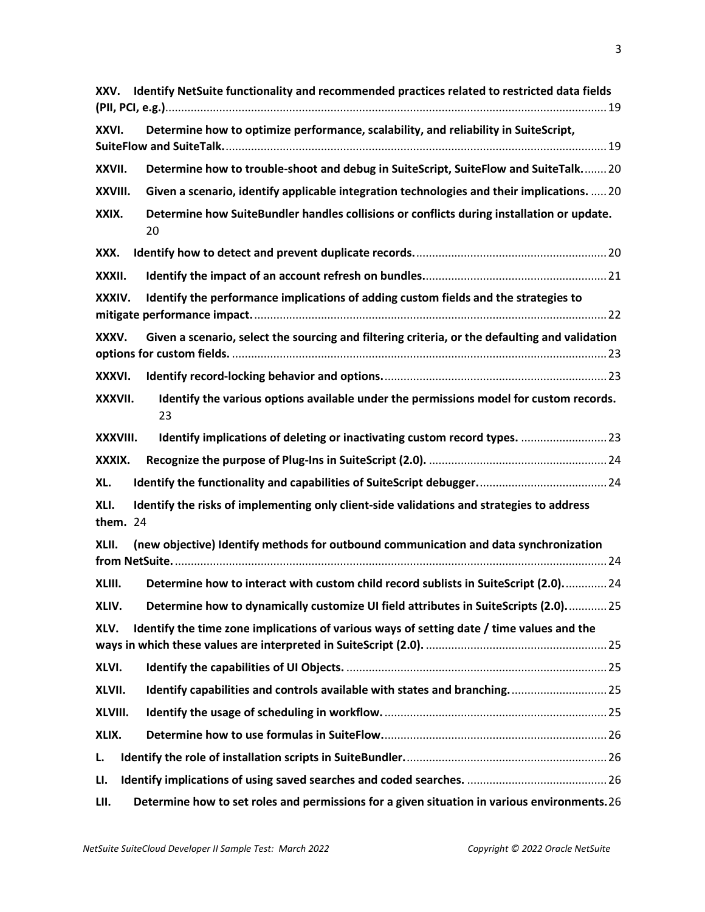**XXV. Identify NetSuite functionality and recommended practices related to restricted data fields (PII, PCI, e.g.)** .......... 19

**XXVI. Determine how to optimize performance, scalability, and reliability in SuiteScript, SuiteFlow and SuiteTalk.** .......... 19

**XXVII. Determine how to trouble-shoot and debug in SuiteScript, SuiteFlow and SuiteTalk.** .......... 20

**XXVIII. Given a scenario, identify applicable integration technologies and their implications.** .......... 20

**XXIX. Determine how SuiteBundler handles collisions or conflicts during installation or update.** 20

**XXX. Identify how to detect and prevent duplicate records.** .......... 20

**XXXII. Identify the impact of an account refresh on bundles.** .......... 21

**XXXIV. Identify the performance implications of adding custom fields and the strategies to mitigate performance impact.** .......... 22

**XXXV. Given a scenario, select the sourcing and filtering criteria, or the defaulting and validation options for custom fields.** .......... 23

**XXXVI. Identify record-locking behavior and options.** .......... 23

**XXXVII. Identify the various options available under the permissions model for custom records.** 23

**XXXVIII. Identify implications of deleting or inactivating custom record types.** .......... 23

**XXXIX. Recognize the purpose of Plug-Ins in SuiteScript (2.0).** .......... 24

**XL. Identify the functionality and capabilities of SuiteScript debugger.** .......... 24

**XLI. Identify the risks of implementing only client-side validations and strategies to address them.** 24

**XLII. (new objective) Identify methods for outbound communication and data synchronization from NetSuite.** .......... 24

**XLIII. Determine how to interact with custom child record sublists in SuiteScript (2.0).** .......... 24

**XLIV. Determine how to dynamically customize UI field attributes in SuiteScripts (2.0).** .......... 25

**XLV. Identify the time zone implications of various ways of setting date / time values and the ways in which these values are interpreted in SuiteScript (2.0).** .......... 25

**XLVI. Identify the capabilities of UI Objects.** .......... 25

**XLVII. Identify capabilities and controls available with states and branching.** .......... 25

**XLVIII. Identify the usage of scheduling in workflow.** .......... 25

**XLIX. Determine how to use formulas in SuiteFlow.** .......... 26

**L. Identify the role of installation scripts in SuiteBundler.** .......... 26

**LI. Identify implications of using saved searches and coded searches.** .......... 26

**LII. Determine how to set roles and permissions for a given situation in various environments.** 26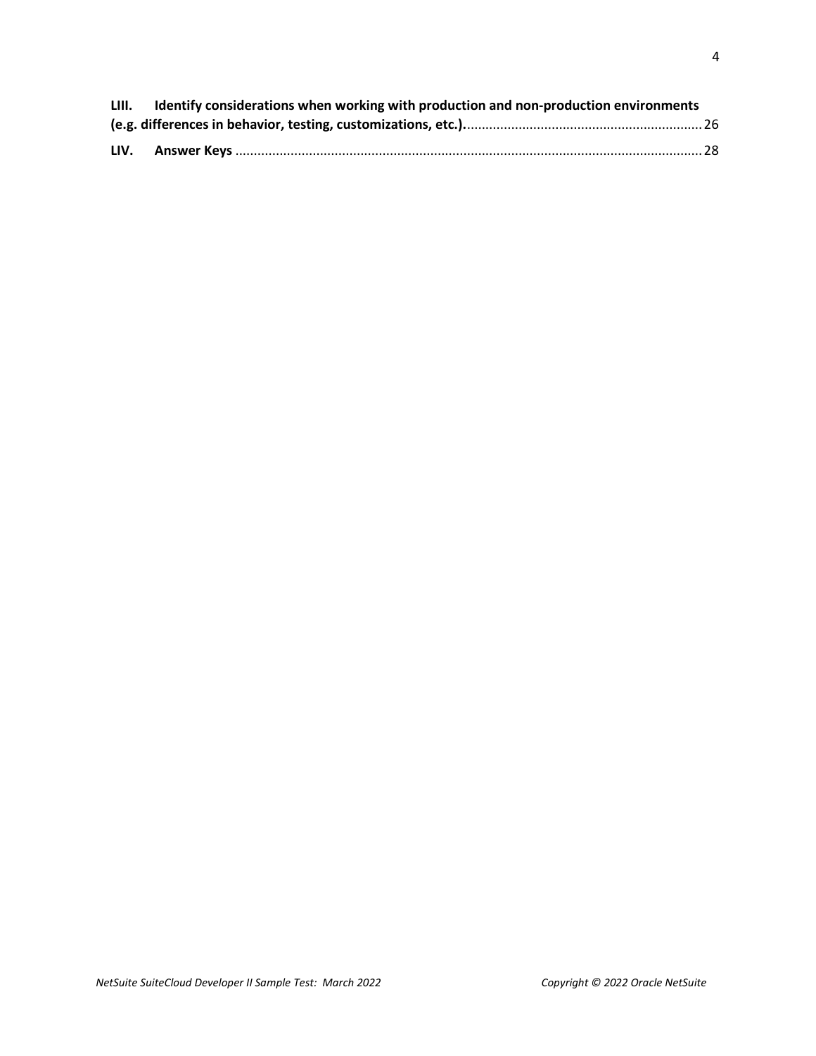**LIII. Identify considerations when working with production and non-production environments (e.g. differences in behavior, testing, customizations, etc.)**.................................................................26

**LIV. Answer Keys** ...............................................................................................................................28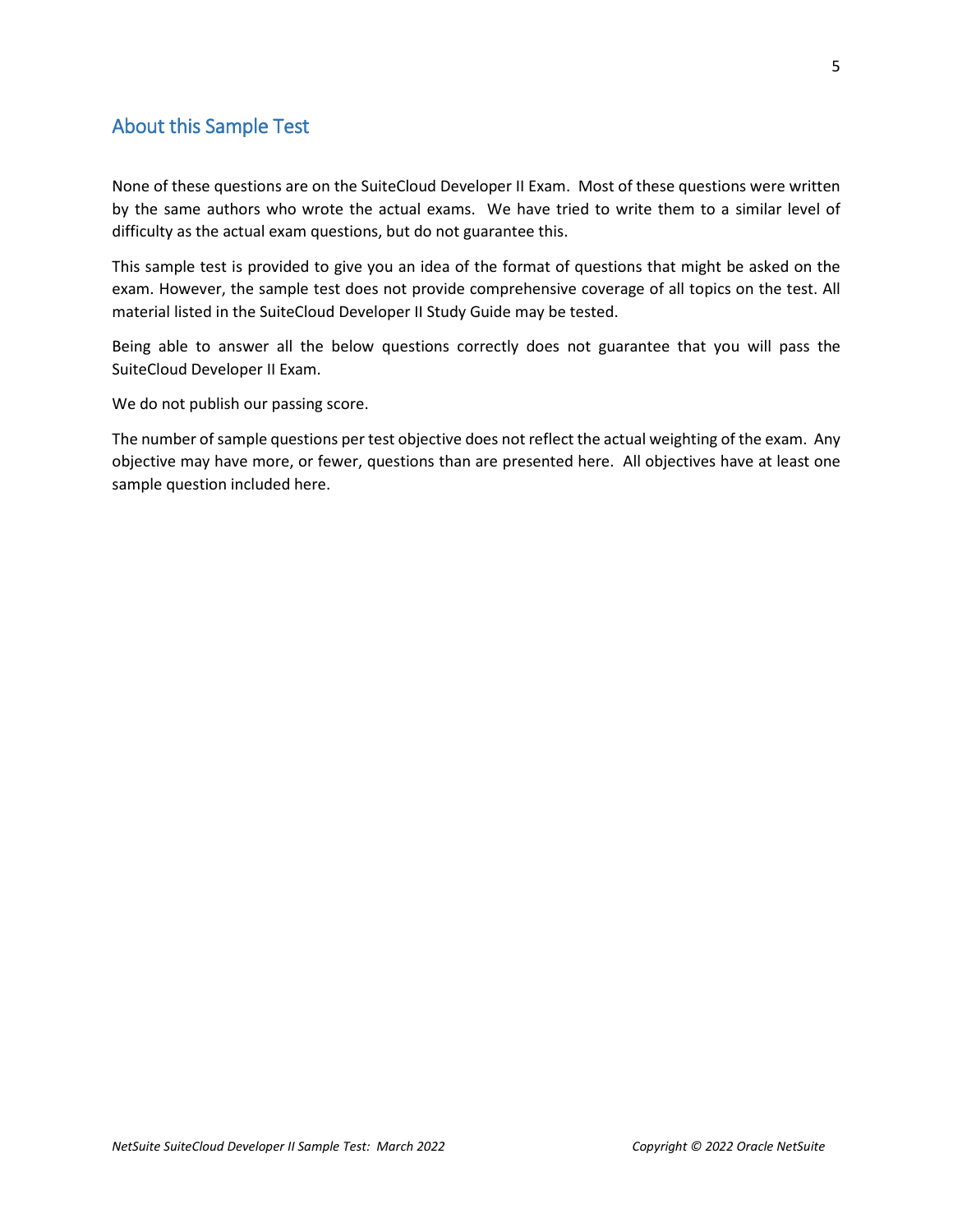## About this Sample Test

None of these questions are on the SuiteCloud Developer II Exam. Most of these questions were written by the same authors who wrote the actual exams. We have tried to write them to a similar level of difficulty as the actual exam questions, but do not guarantee this.

This sample test is provided to give you an idea of the format of questions that might be asked on the exam. However, the sample test does not provide comprehensive coverage of all topics on the test. All material listed in the SuiteCloud Developer II Study Guide may be tested.

Being able to answer all the below questions correctly does not guarantee that you will pass the SuiteCloud Developer II Exam.

We do not publish our passing score.

The number of sample questions per test objective does not reflect the actual weighting of the exam. Any objective may have more, or fewer, questions than are presented here. All objectives have at least one sample question included here.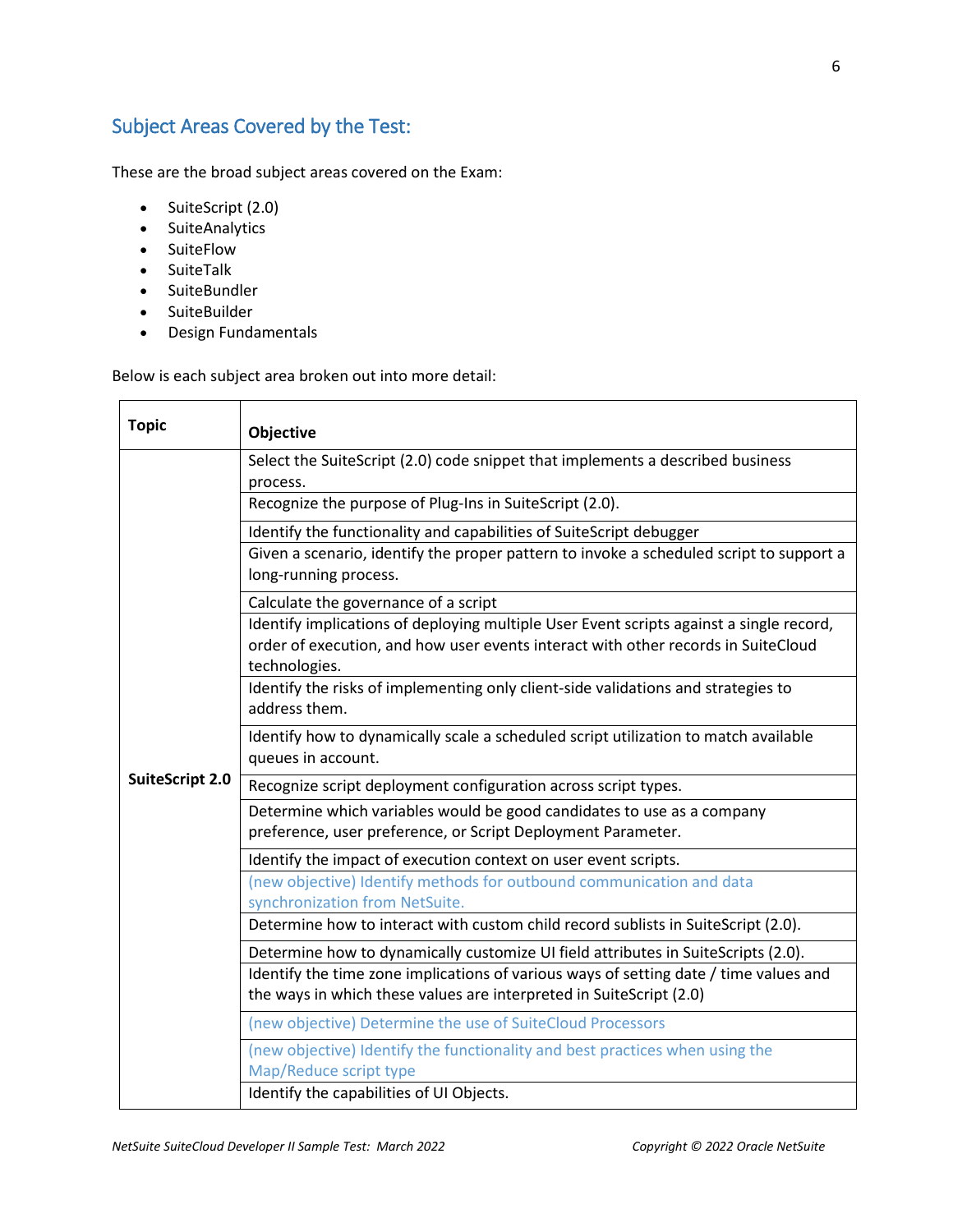## Subject Areas Covered by the Test:

These are the broad subject areas covered on the Exam:

- SuiteScript (2.0)
- SuiteAnalytics
- SuiteFlow
- SuiteTalk
- SuiteBundler
- SuiteBuilder
- Design Fundamentals

Below is each subject area broken out into more detail:

| Topic | Objective |
| --- | --- |
| SuiteScript 2.0 | Select the SuiteScript (2.0) code snippet that implements a described business process. |
| | Recognize the purpose of Plug-Ins in SuiteScript (2.0). |
| | Identify the functionality and capabilities of SuiteScript debugger |
| | Given a scenario, identify the proper pattern to invoke a scheduled script to support a long-running process. |
| | Calculate the governance of a script |
| | Identify implications of deploying multiple User Event scripts against a single record, order of execution, and how user events interact with other records in SuiteCloud technologies. |
| | Identify the risks of implementing only client-side validations and strategies to address them. |
| | Identify how to dynamically scale a scheduled script utilization to match available queues in account. |
| | Recognize script deployment configuration across script types. |
| | Determine which variables would be good candidates to use as a company preference, user preference, or Script Deployment Parameter. |
| | Identify the impact of execution context on user event scripts. |
| | (new objective) Identify methods for outbound communication and data synchronization from NetSuite. |
| | Determine how to interact with custom child record sublists in SuiteScript (2.0). |
| | Determine how to dynamically customize UI field attributes in SuiteScripts (2.0). |
| | Identify the time zone implications of various ways of setting date / time values and the ways in which these values are interpreted in SuiteScript (2.0) |
| | (new objective) Determine the use of SuiteCloud Processors |
| | (new objective) Identify the functionality and best practices when using the Map/Reduce script type |
| | Identify the capabilities of UI Objects. |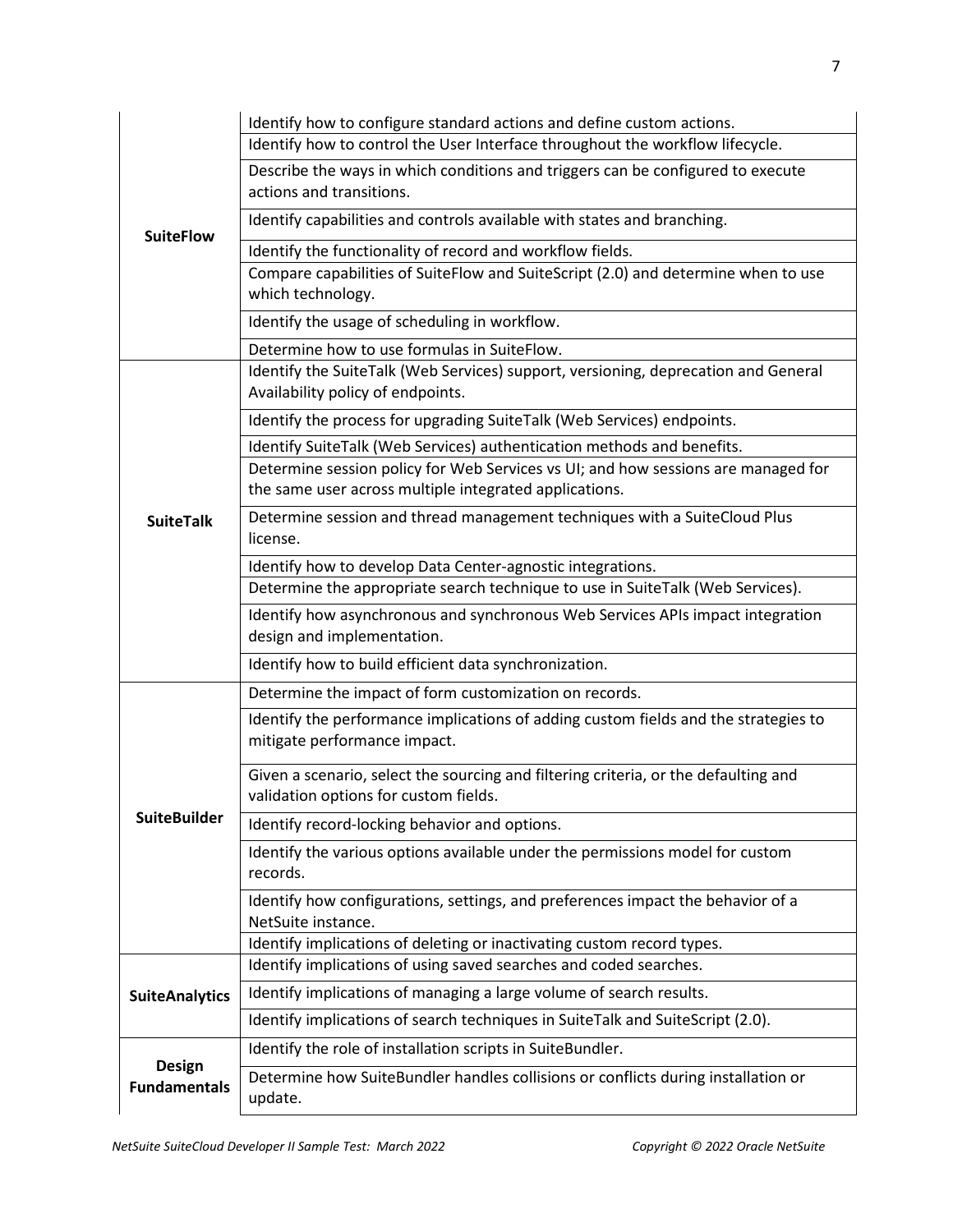| | |
|---|---|
| **SuiteFlow** | Identify how to configure standard actions and define custom actions. |
| | Identify how to control the User Interface throughout the workflow lifecycle. |
| | Describe the ways in which conditions and triggers can be configured to execute actions and transitions. |
| | Identify capabilities and controls available with states and branching. |
| | Identify the functionality of record and workflow fields. |
| | Compare capabilities of SuiteFlow and SuiteScript (2.0) and determine when to use which technology. |
| | Identify the usage of scheduling in workflow. |
| | Determine how to use formulas in SuiteFlow. |
| **SuiteTalk** | Identify the SuiteTalk (Web Services) support, versioning, deprecation and General Availability policy of endpoints. |
| | Identify the process for upgrading SuiteTalk (Web Services) endpoints. |
| | Identify SuiteTalk (Web Services) authentication methods and benefits. |
| | Determine session policy for Web Services vs UI; and how sessions are managed for the same user across multiple integrated applications. |
| | Determine session and thread management techniques with a SuiteCloud Plus license. |
| | Identify how to develop Data Center-agnostic integrations. |
| | Determine the appropriate search technique to use in SuiteTalk (Web Services). |
| | Identify how asynchronous and synchronous Web Services APIs impact integration design and implementation. |
| | Identify how to build efficient data synchronization. |
| **SuiteBuilder** | Determine the impact of form customization on records. |
| | Identify the performance implications of adding custom fields and the strategies to mitigate performance impact. |
| | Given a scenario, select the sourcing and filtering criteria, or the defaulting and validation options for custom fields. |
| | Identify record-locking behavior and options. |
| | Identify the various options available under the permissions model for custom records. |
| | Identify how configurations, settings, and preferences impact the behavior of a NetSuite instance. |
| | Identify implications of deleting or inactivating custom record types. |
| **SuiteAnalytics** | Identify implications of using saved searches and coded searches. |
| | Identify implications of managing a large volume of search results. |
| | Identify implications of search techniques in SuiteTalk and SuiteScript (2.0). |
| **Design Fundamentals** | Identify the role of installation scripts in SuiteBundler. |
| | Determine how SuiteBundler handles collisions or conflicts during installation or update. |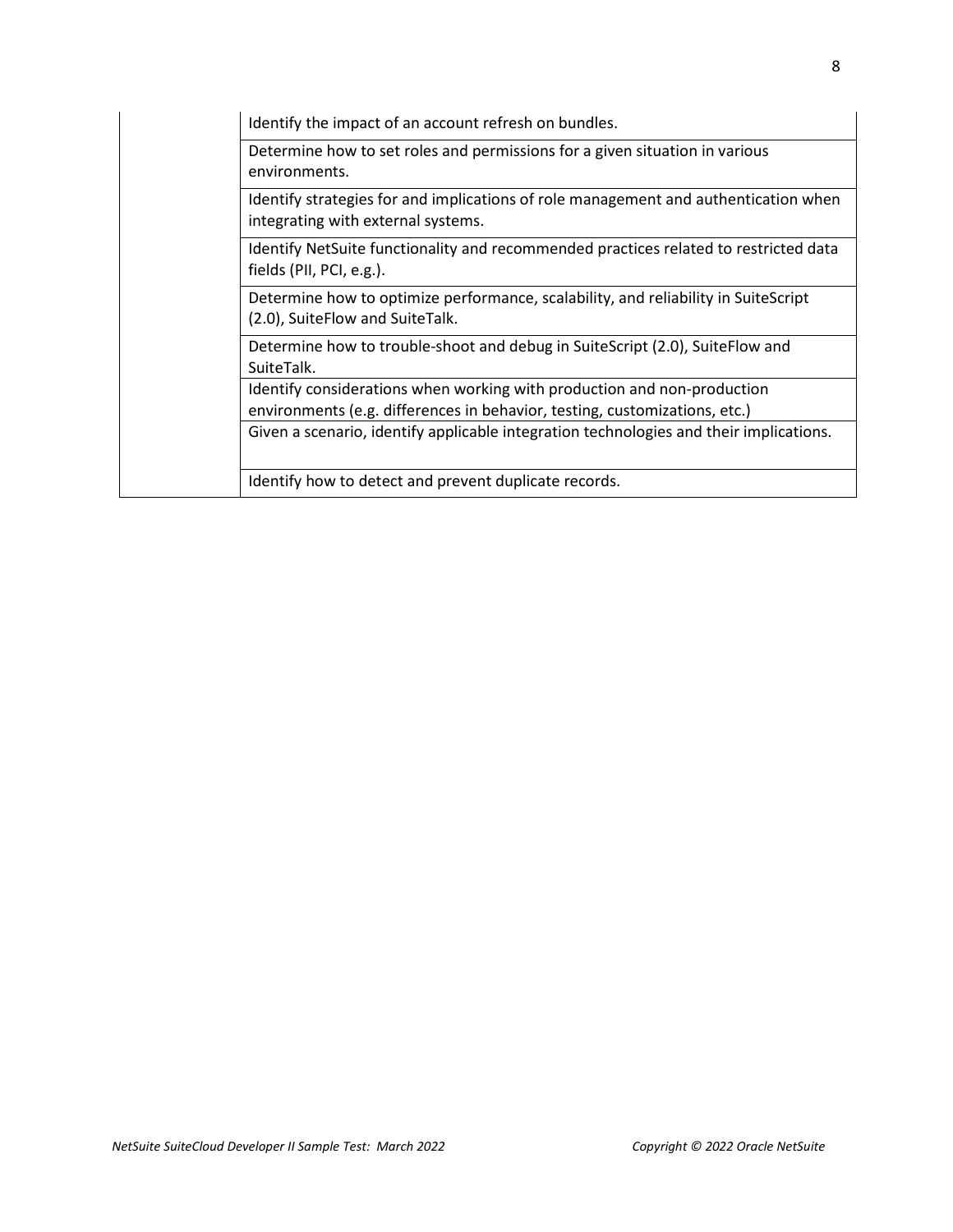| | |
|---|---|
| | Identify the impact of an account refresh on bundles. |
| | Determine how to set roles and permissions for a given situation in various environments. |
| | Identify strategies for and implications of role management and authentication when integrating with external systems. |
| | Identify NetSuite functionality and recommended practices related to restricted data fields (PII, PCI, e.g.). |
| | Determine how to optimize performance, scalability, and reliability in SuiteScript (2.0), SuiteFlow and SuiteTalk. |
| | Determine how to trouble-shoot and debug in SuiteScript (2.0), SuiteFlow and SuiteTalk. |
| | Identify considerations when working with production and non-production environments (e.g. differences in behavior, testing, customizations, etc.) |
| | Given a scenario, identify applicable integration technologies and their implications. |
| | Identify how to detect and prevent duplicate records. |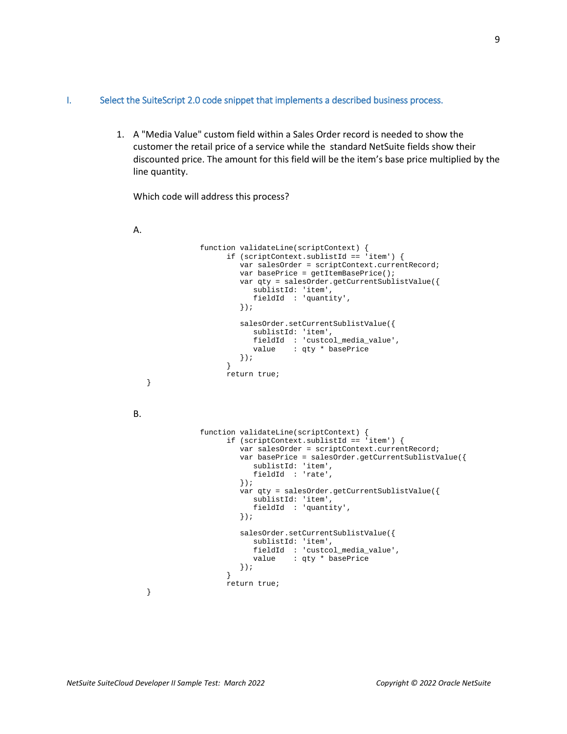## I. Select the SuiteScript 2.0 code snippet that implements a described business process.

1. A "Media Value" custom field within a Sales Order record is needed to show the customer the retail price of a service while the standard NetSuite fields show their discounted price. The amount for this field will be the item's base price multiplied by the line quantity.

   Which code will address this process?

   A.

```
function validateLine(scriptContext) {
      if (scriptContext.sublistId == 'item') {
         var salesOrder = scriptContext.currentRecord;
         var basePrice = getItemBasePrice();
         var qty = salesOrder.getCurrentSublistValue({
            sublistId: 'item',
            fieldId  : 'quantity',
         });

         salesOrder.setCurrentSublistValue({
            sublistId: 'item',
            fieldId  : 'custcol_media_value',
            value    : qty * basePrice
         });
      }
      return true;
}
```

   B.

```
function validateLine(scriptContext) {
      if (scriptContext.sublistId == 'item') {
         var salesOrder = scriptContext.currentRecord;
         var basePrice = salesOrder.getCurrentSublistValue({
            sublistId: 'item',
            fieldId  : 'rate',
         });
         var qty = salesOrder.getCurrentSublistValue({
            sublistId: 'item',
            fieldId  : 'quantity',
         });

         salesOrder.setCurrentSublistValue({
            sublistId: 'item',
            fieldId  : 'custcol_media_value',
            value    : qty * basePrice
         });
      }
      return true;
}
```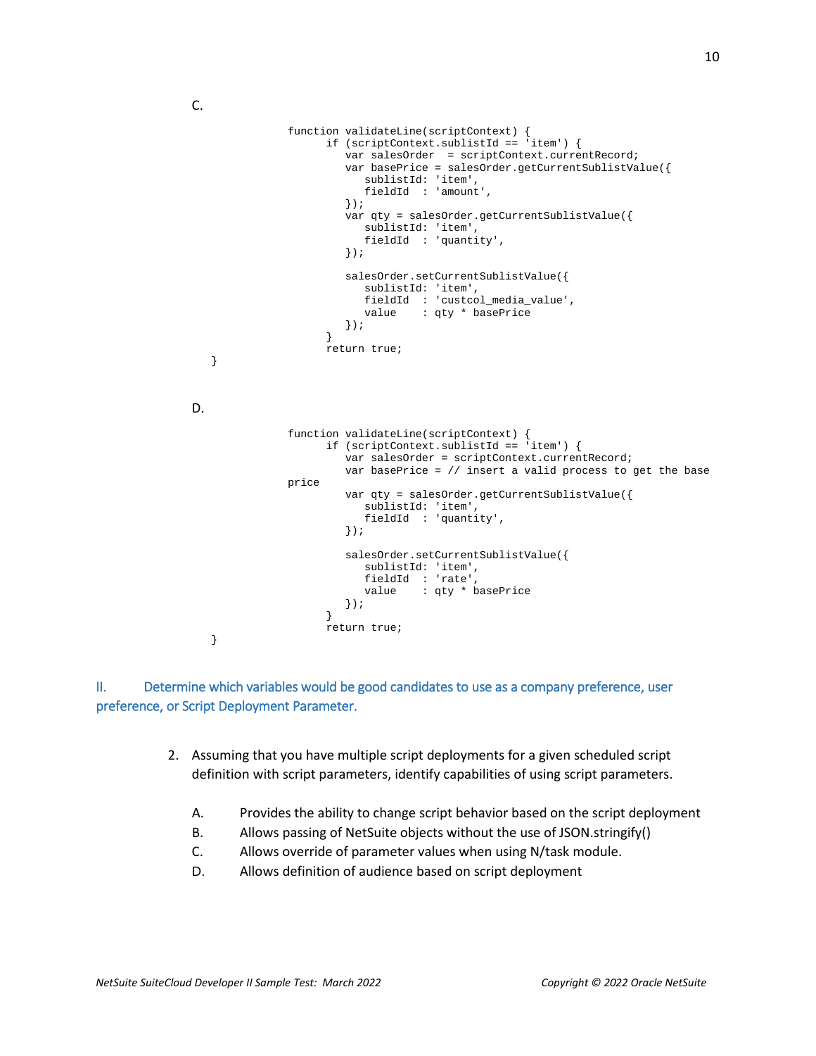C.

```
function validateLine(scriptContext) {
      if (scriptContext.sublistId == 'item') {
         var salesOrder  = scriptContext.currentRecord;
         var basePrice = salesOrder.getCurrentSublistValue({
            sublistId: 'item',
            fieldId  : 'amount',
         });
         var qty = salesOrder.getCurrentSublistValue({
            sublistId: 'item',
            fieldId  : 'quantity',
         });

         salesOrder.setCurrentSublistValue({
            sublistId: 'item',
            fieldId  : 'custcol_media_value',
            value    : qty * basePrice
         });
      }
      return true;
}
```

D.

```
function validateLine(scriptContext) {
      if (scriptContext.sublistId == 'item') {
         var salesOrder = scriptContext.currentRecord;
         var basePrice = // insert a valid process to get the base
price
         var qty = salesOrder.getCurrentSublistValue({
            sublistId: 'item',
            fieldId  : 'quantity',
         });

         salesOrder.setCurrentSublistValue({
            sublistId: 'item',
            fieldId  : 'rate',
            value    : qty * basePrice
         });
      }
      return true;
}
```

## II. Determine which variables would be good candidates to use as a company preference, user preference, or Script Deployment Parameter.

2. Assuming that you have multiple script deployments for a given scheduled script definition with script parameters, identify capabilities of using script parameters.

   A. Provides the ability to change script behavior based on the script deployment
   B. Allows passing of NetSuite objects without the use of JSON.stringify()
   C. Allows override of parameter values when using N/task module.
   D. Allows definition of audience based on script deployment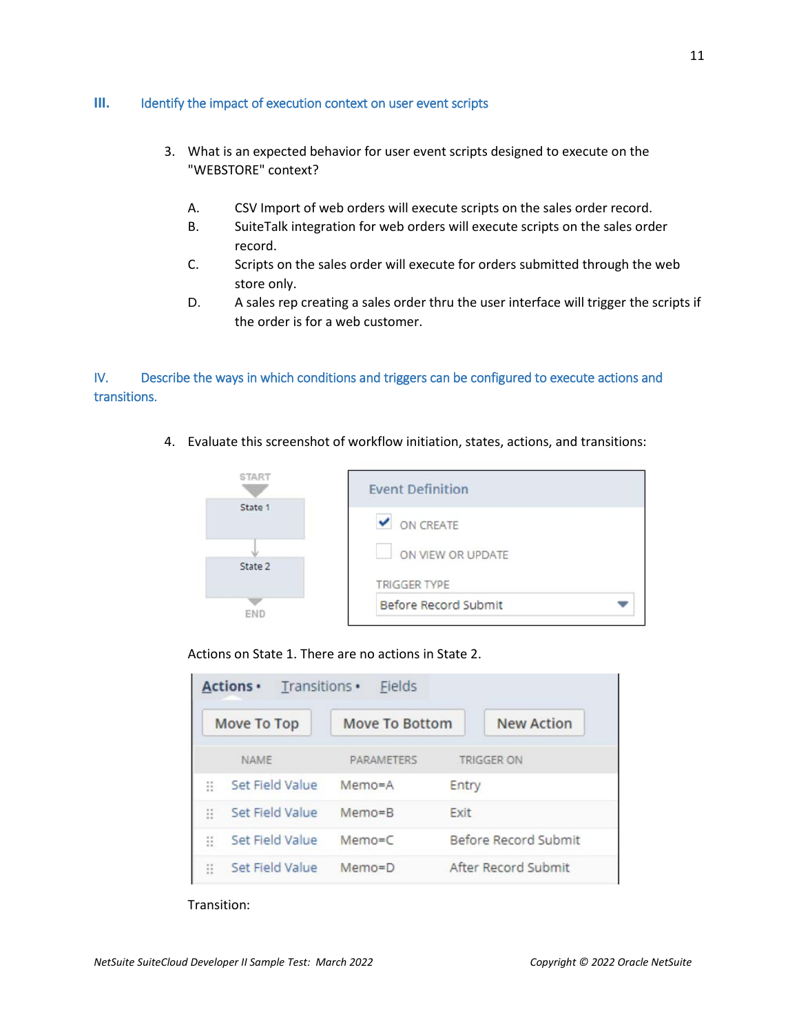## III. Identify the impact of execution context on user event scripts

3. What is an expected behavior for user event scripts designed to execute on the "WEBSTORE" context?

   A. CSV Import of web orders will execute scripts on the sales order record.
   B. SuiteTalk integration for web orders will execute scripts on the sales order record.
   C. Scripts on the sales order will execute for orders submitted through the web store only.
   D. A sales rep creating a sales order thru the user interface will trigger the scripts if the order is for a web customer.

## IV. Describe the ways in which conditions and triggers can be configured to execute actions and transitions.

4. Evaluate this screenshot of workflow initiation, states, actions, and transitions:

START → State 1 → State 2 → END

**Event Definition**

- [x] ON CREATE
- [ ] ON VIEW OR UPDATE

TRIGGER TYPE: Before Record Submit

Actions on State 1. There are no actions in State 2.

Actions • | Transitions • | Fields

Move To Top | Move To Bottom | New Action

| NAME | PARAMETERS | TRIGGER ON |
|---|---|---|
| Set Field Value | Memo=A | Entry |
| Set Field Value | Memo=B | Exit |
| Set Field Value | Memo=C | Before Record Submit |
| Set Field Value | Memo=D | After Record Submit |

Transition: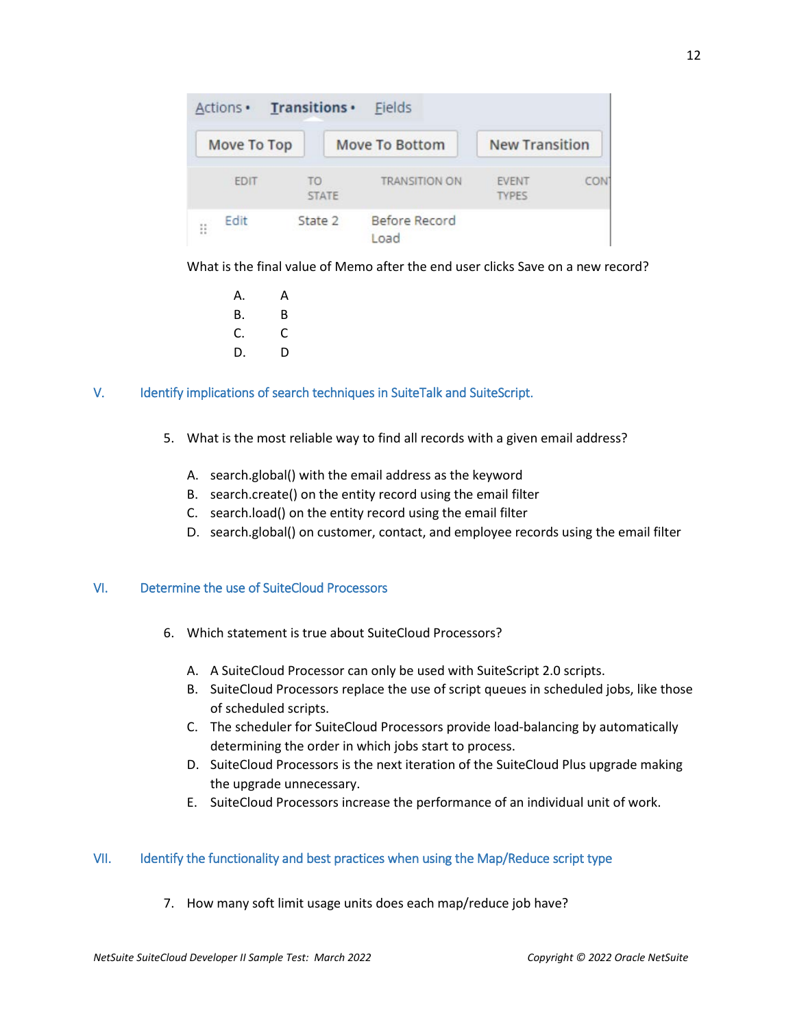| | EDIT | TO STATE | TRANSITION ON | EVENT TYPES | CON |
|---|---|---|---|---|---|
| ⠿ | Edit | State 2 | Before Record Load | | |

What is the final value of Memo after the end user clicks Save on a new record?

A. A
B. B
C. C
D. D

## V. Identify implications of search techniques in SuiteTalk and SuiteScript.

5. What is the most reliable way to find all records with a given email address?

   A. search.global() with the email address as the keyword
   B. search.create() on the entity record using the email filter
   C. search.load() on the entity record using the email filter
   D. search.global() on customer, contact, and employee records using the email filter

## VI. Determine the use of SuiteCloud Processors

6. Which statement is true about SuiteCloud Processors?

   A. A SuiteCloud Processor can only be used with SuiteScript 2.0 scripts.
   B. SuiteCloud Processors replace the use of script queues in scheduled jobs, like those of scheduled scripts.
   C. The scheduler for SuiteCloud Processors provide load-balancing by automatically determining the order in which jobs start to process.
   D. SuiteCloud Processors is the next iteration of the SuiteCloud Plus upgrade making the upgrade unnecessary.
   E. SuiteCloud Processors increase the performance of an individual unit of work.

## VII. Identify the functionality and best practices when using the Map/Reduce script type

7. How many soft limit usage units does each map/reduce job have?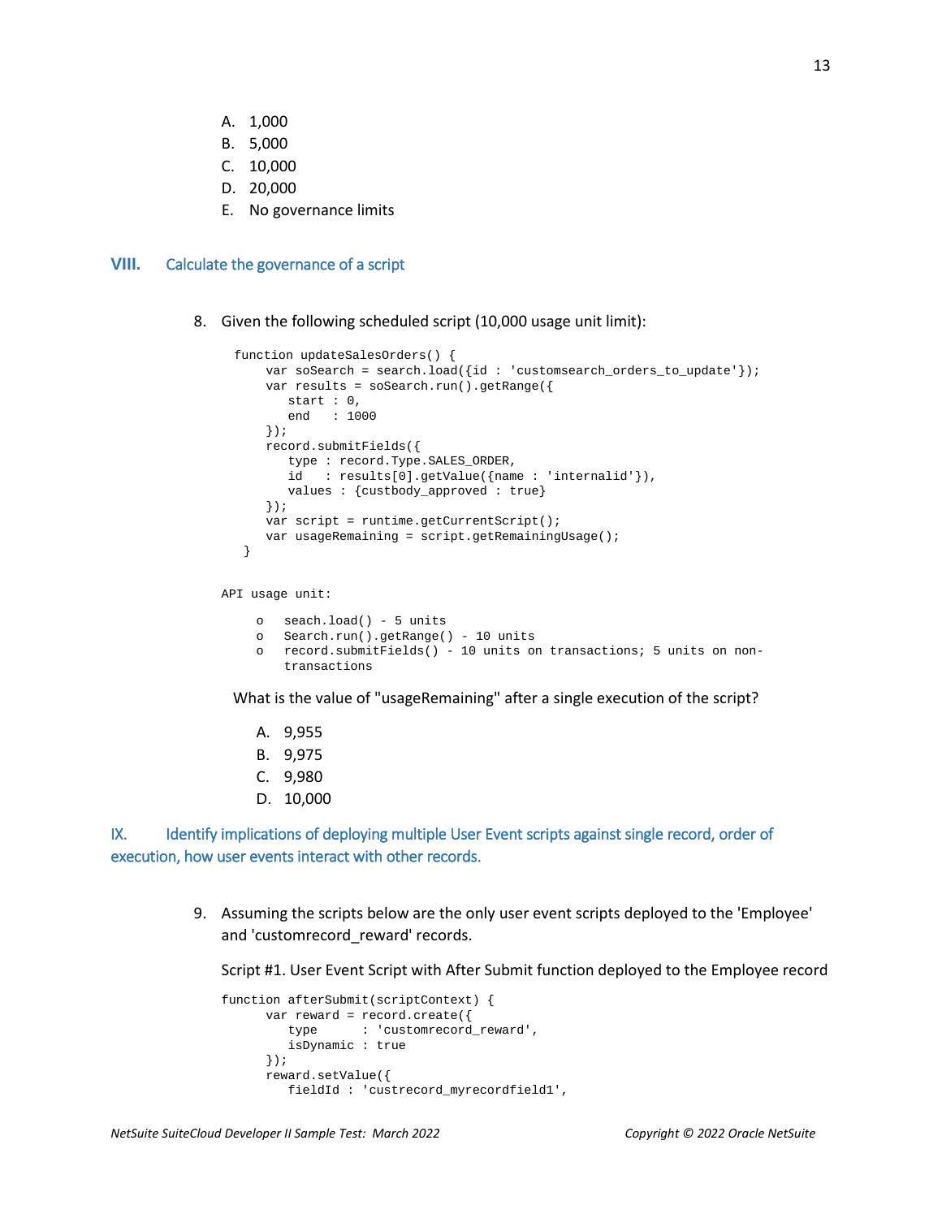A. 1,000
B. 5,000
C. 10,000
D. 20,000
E. No governance limits

## VIII. Calculate the governance of a script

8. Given the following scheduled script (10,000 usage unit limit):

```
function updateSalesOrders() {
    var soSearch = search.load({id : 'customsearch_orders_to_update'});
    var results = soSearch.run().getRange({
       start : 0,
       end   : 1000
    });
    record.submitFields({
       type : record.Type.SALES_ORDER,
       id   : results[0].getValue({name : 'internalid'}),
       values : {custbody_approved : true}
    });
    var script = runtime.getCurrentScript();
    var usageRemaining = script.getRemainingUsage();
 }
```

```
API usage unit:

    o  seach.load() - 5 units
    o  Search.run().getRange() - 10 units
    o  record.submitFields() - 10 units on transactions; 5 units on non-
       transactions
```

What is the value of "usageRemaining" after a single execution of the script?

A. 9,955
B. 9,975
C. 9,980
D. 10,000

## IX. Identify implications of deploying multiple User Event scripts against single record, order of execution, how user events interact with other records.

9. Assuming the scripts below are the only user event scripts deployed to the 'Employee' and 'customrecord_reward' records.

Script #1. User Event Script with After Submit function deployed to the Employee record

```
function afterSubmit(scriptContext) {
      var reward = record.create({
         type      : 'customrecord_reward',
         isDynamic : true
      });
      reward.setValue({
         fieldId : 'custrecord_myrecordfield1',
```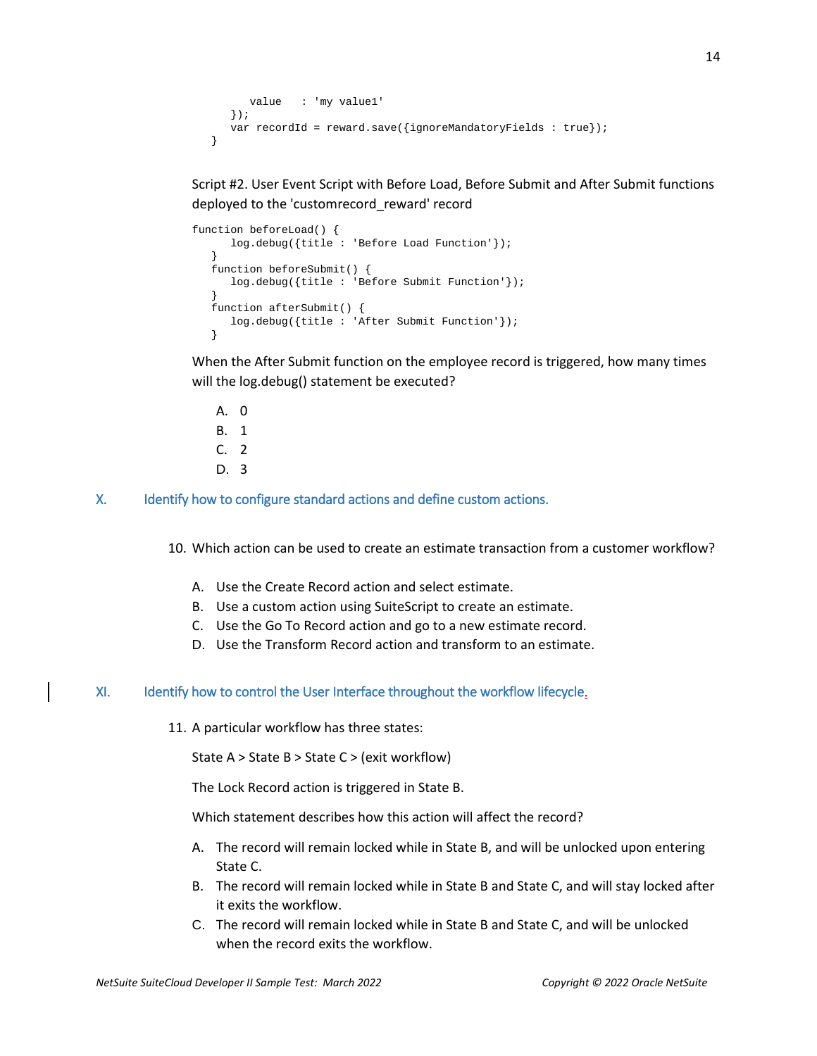```
        value   : 'my value1'
    });
    var recordId = reward.save({ignoreMandatoryFields : true});
}
```

Script #2. User Event Script with Before Load, Before Submit and After Submit functions deployed to the 'customrecord_reward' record

```
function beforeLoad() {
    log.debug({title : 'Before Load Function'});
  }
  function beforeSubmit() {
    log.debug({title : 'Before Submit Function'});
  }
  function afterSubmit() {
    log.debug({title : 'After Submit Function'});
  }
```

When the After Submit function on the employee record is triggered, how many times will the log.debug() statement be executed?

A. 0
B. 1
C. 2
D. 3

## X. Identify how to configure standard actions and define custom actions.

10. Which action can be used to create an estimate transaction from a customer workflow?

    A. Use the Create Record action and select estimate.
    B. Use a custom action using SuiteScript to create an estimate.
    C. Use the Go To Record action and go to a new estimate record.
    D. Use the Transform Record action and transform to an estimate.

## XI. Identify how to control the User Interface throughout the workflow lifecycle.

11. A particular workflow has three states:

    State A > State B > State C > (exit workflow)

    The Lock Record action is triggered in State B.

    Which statement describes how this action will affect the record?

    A. The record will remain locked while in State B, and will be unlocked upon entering State C.
    B. The record will remain locked while in State B and State C, and will stay locked after it exits the workflow.
    C. The record will remain locked while in State B and State C, and will be unlocked when the record exits the workflow.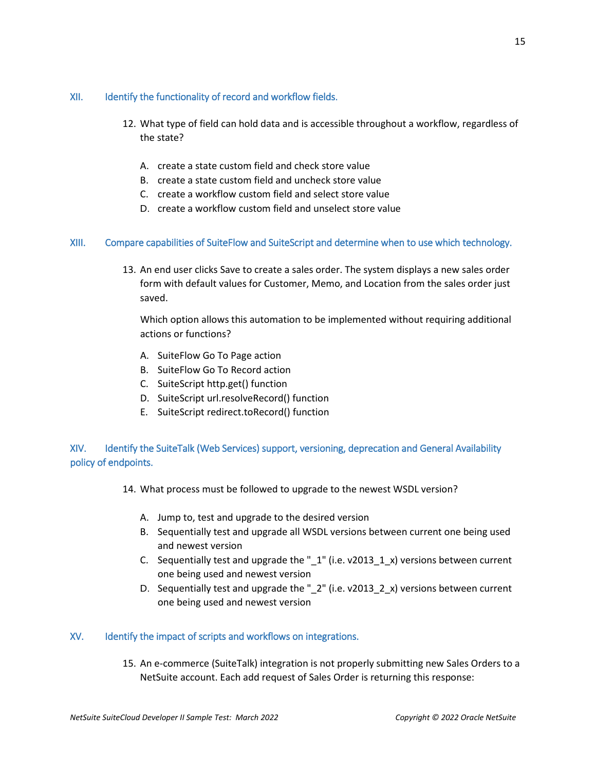## XII. Identify the functionality of record and workflow fields.

12. What type of field can hold data and is accessible throughout a workflow, regardless of the state?

    A. create a state custom field and check store value
    B. create a state custom field and uncheck store value
    C. create a workflow custom field and select store value
    D. create a workflow custom field and unselect store value

## XIII. Compare capabilities of SuiteFlow and SuiteScript and determine when to use which technology.

13. An end user clicks Save to create a sales order. The system displays a new sales order form with default values for Customer, Memo, and Location from the sales order just saved.

    Which option allows this automation to be implemented without requiring additional actions or functions?

    A. SuiteFlow Go To Page action
    B. SuiteFlow Go To Record action
    C. SuiteScript http.get() function
    D. SuiteScript url.resolveRecord() function
    E. SuiteScript redirect.toRecord() function

## XIV. Identify the SuiteTalk (Web Services) support, versioning, deprecation and General Availability policy of endpoints.

14. What process must be followed to upgrade to the newest WSDL version?

    A. Jump to, test and upgrade to the desired version
    B. Sequentially test and upgrade all WSDL versions between current one being used and newest version
    C. Sequentially test and upgrade the "_1" (i.e. v2013_1_x) versions between current one being used and newest version
    D. Sequentially test and upgrade the "_2" (i.e. v2013_2_x) versions between current one being used and newest version

## XV. Identify the impact of scripts and workflows on integrations.

15. An e-commerce (SuiteTalk) integration is not properly submitting new Sales Orders to a NetSuite account. Each add request of Sales Order is returning this response: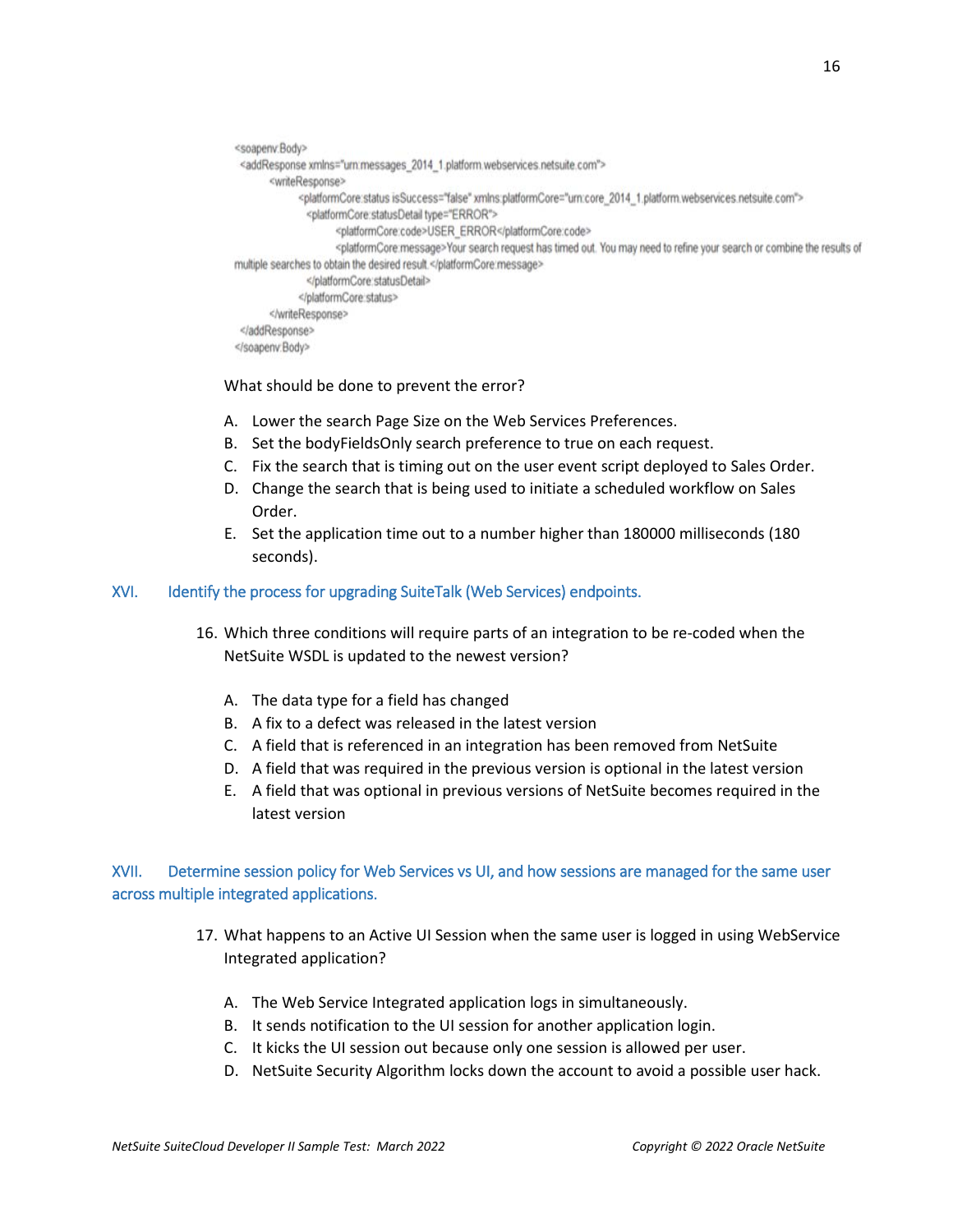```
<soapenv:Body>
 <addResponse xmlns="urn:messages_2014_1.platform.webservices.netsuite.com">
      <writeResponse>
            <platformCore:status isSuccess="false" xmlns:platformCore="urn:core_2014_1.platform.webservices.netsuite.com">
              <platformCore:statusDetail type="ERROR">
                    <platformCore:code>USER_ERROR</platformCore:code>
                    <platformCore:message>Your search request has timed out. You may need to refine your search or combine the results of
multiple searches to obtain the desired result.</platformCore:message>
              </platformCore:statusDetail>
            </platformCore:status>
      </writeResponse>
 </addResponse>
</soapenv:Body>
```

What should be done to prevent the error?

A. Lower the search Page Size on the Web Services Preferences.
B. Set the bodyFieldsOnly search preference to true on each request.
C. Fix the search that is timing out on the user event script deployed to Sales Order.
D. Change the search that is being used to initiate a scheduled workflow on Sales Order.
E. Set the application time out to a number higher than 180000 milliseconds (180 seconds).

## XVI. Identify the process for upgrading SuiteTalk (Web Services) endpoints.

16. Which three conditions will require parts of an integration to be re-coded when the NetSuite WSDL is updated to the newest version?

    A. The data type for a field has changed
    B. A fix to a defect was released in the latest version
    C. A field that is referenced in an integration has been removed from NetSuite
    D. A field that was required in the previous version is optional in the latest version
    E. A field that was optional in previous versions of NetSuite becomes required in the latest version

## XVII. Determine session policy for Web Services vs UI, and how sessions are managed for the same user across multiple integrated applications.

17. What happens to an Active UI Session when the same user is logged in using WebService Integrated application?

    A. The Web Service Integrated application logs in simultaneously.
    B. It sends notification to the UI session for another application login.
    C. It kicks the UI session out because only one session is allowed per user.
    D. NetSuite Security Algorithm locks down the account to avoid a possible user hack.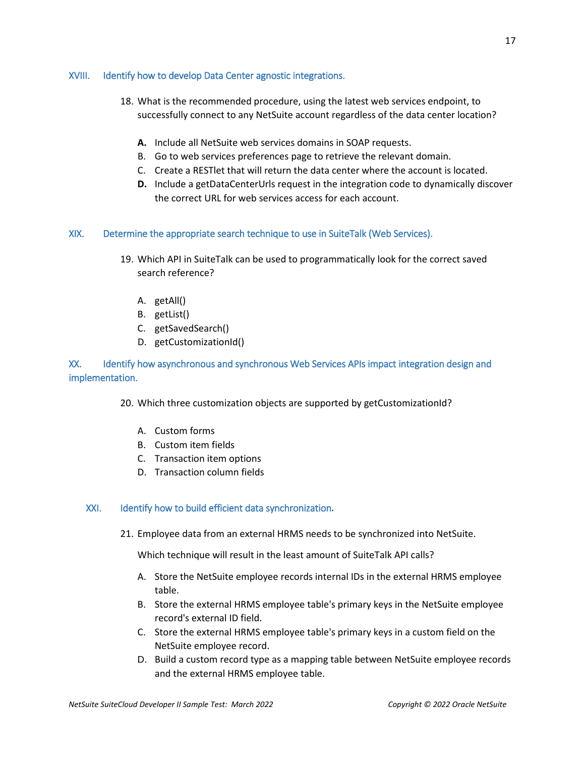## XVIII. Identify how to develop Data Center agnostic integrations.

18. What is the recommended procedure, using the latest web services endpoint, to successfully connect to any NetSuite account regardless of the data center location?

    **A.** Include all NetSuite web services domains in SOAP requests.
    B. Go to web services preferences page to retrieve the relevant domain.
    C. Create a RESTlet that will return the data center where the account is located.
    **D.** Include a getDataCenterUrls request in the integration code to dynamically discover the correct URL for web services access for each account.

## XIX. Determine the appropriate search technique to use in SuiteTalk (Web Services).

19. Which API in SuiteTalk can be used to programmatically look for the correct saved search reference?

    A. getAll()
    B. getList()
    C. getSavedSearch()
    D. getCustomizationId()

## XX. Identify how asynchronous and synchronous Web Services APIs impact integration design and implementation.

20. Which three customization objects are supported by getCustomizationId?

    A. Custom forms
    B. Custom item fields
    C. Transaction item options
    D. Transaction column fields

## XXI. Identify how to build efficient data synchronization.

21. Employee data from an external HRMS needs to be synchronized into NetSuite.

    Which technique will result in the least amount of SuiteTalk API calls?

    A. Store the NetSuite employee records internal IDs in the external HRMS employee table.
    B. Store the external HRMS employee table's primary keys in the NetSuite employee record's external ID field.
    C. Store the external HRMS employee table's primary keys in a custom field on the NetSuite employee record.
    D. Build a custom record type as a mapping table between NetSuite employee records and the external HRMS employee table.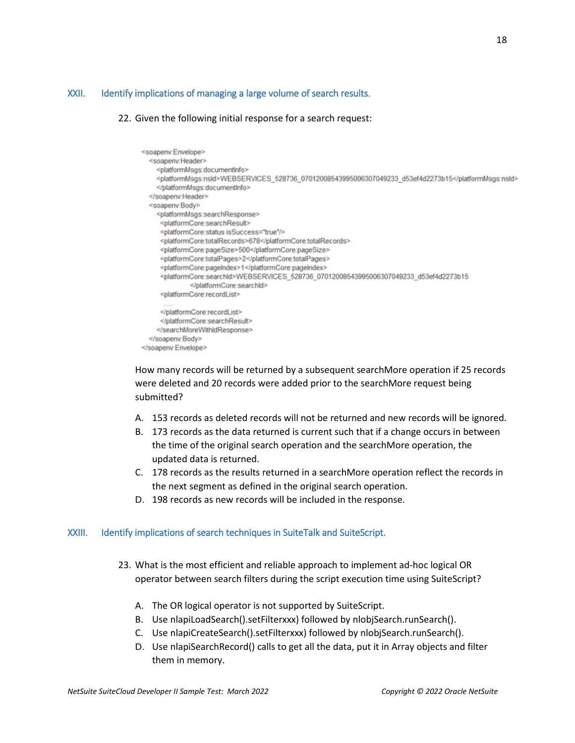## XXII. Identify implications of managing a large volume of search results.

22. Given the following initial response for a search request:

```
<soapenv:Envelope>
  <soapenv:Header>
    <platformMsgs:documentInfo>
    <platformMsgs:nsId>WEBSERVICES_528736_070120085439950063070492​33_d53ef4d2273b15</platformMsgs:nsId>
    </platformMsgs:documentInfo>
  </soapenv:Header>
  <soapenv:Body>
    <platformMsgs:searchResponse>
      <platformCore:searchResult>
      <platformCore:status isSuccess="true"/>
      <platformCore:totalRecords>678</platformCore:totalRecords>
      <platformCore:pageSize>500</platformCore:pageSize>
      <platformCore:totalPages>2</platformCore:totalPages>
      <platformCore:pageIndex>1</platformCore:pageIndex>
      <platformCore:searchId>WEBSERVICES_528736_070120085439950063070492​33_d53ef4d2273b15
              </platformCore:searchId>
      <platformCore:recordList>
        ......
      </platformCore:recordList>
      </platformCore:searchResult>
    </searchMoreWithIdResponse>
  </soapenv:Body>
</soapenv:Envelope>
```

How many records will be returned by a subsequent searchMore operation if 25 records were deleted and 20 records were added prior to the searchMore request being submitted?

A. 153 records as deleted records will not be returned and new records will be ignored.
B. 173 records as the data returned is current such that if a change occurs in between the time of the original search operation and the searchMore operation, the updated data is returned.
C. 178 records as the results returned in a searchMore operation reflect the records in the next segment as defined in the original search operation.
D. 198 records as new records will be included in the response.

## XXIII. Identify implications of search techniques in SuiteTalk and SuiteScript.

23. What is the most efficient and reliable approach to implement ad-hoc logical OR operator between search filters during the script execution time using SuiteScript?

A. The OR logical operator is not supported by SuiteScript.
B. Use nlapiLoadSearch().setFilterxxx) followed by nlobjSearch.runSearch().
C. Use nlapiCreateSearch().setFilterxxx) followed by nlobjSearch.runSearch().
D. Use nlapiSearchRecord() calls to get all the data, put it in Array objects and filter them in memory.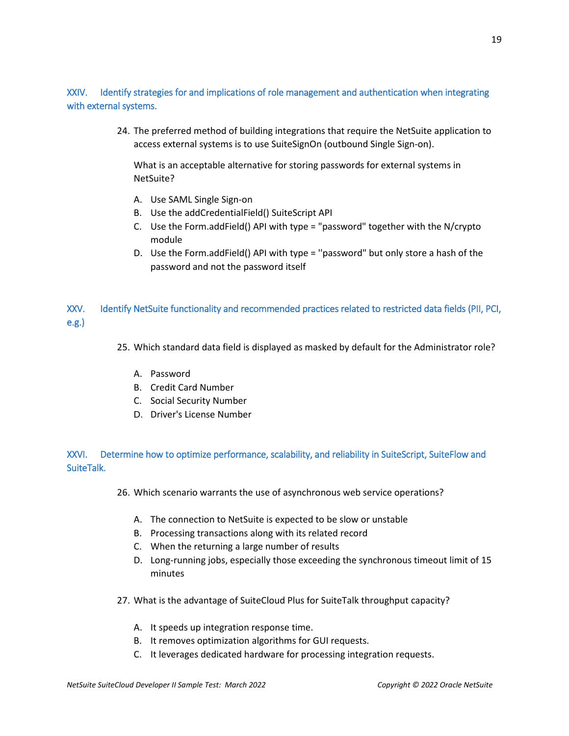## XXIV. Identify strategies for and implications of role management and authentication when integrating with external systems.

24. The preferred method of building integrations that require the NetSuite application to access external systems is to use SuiteSignOn (outbound Single Sign-on).

    What is an acceptable alternative for storing passwords for external systems in NetSuite?

    A. Use SAML Single Sign-on
    B. Use the addCredentialField() SuiteScript API
    C. Use the Form.addField() API with type = "password" together with the N/crypto module
    D. Use the Form.addField() API with type = ''password" but only store a hash of the password and not the password itself

## XXV. Identify NetSuite functionality and recommended practices related to restricted data fields (PII, PCI, e.g.)

25. Which standard data field is displayed as masked by default for the Administrator role?

    A. Password
    B. Credit Card Number
    C. Social Security Number
    D. Driver's License Number

## XXVI. Determine how to optimize performance, scalability, and reliability in SuiteScript, SuiteFlow and SuiteTalk.

26. Which scenario warrants the use of asynchronous web service operations?

    A. The connection to NetSuite is expected to be slow or unstable
    B. Processing transactions along with its related record
    C. When the returning a large number of results
    D. Long-running jobs, especially those exceeding the synchronous timeout limit of 15 minutes

27. What is the advantage of SuiteCloud Plus for SuiteTalk throughput capacity?

    A. It speeds up integration response time.
    B. It removes optimization algorithms for GUI requests.
    C. It leverages dedicated hardware for processing integration requests.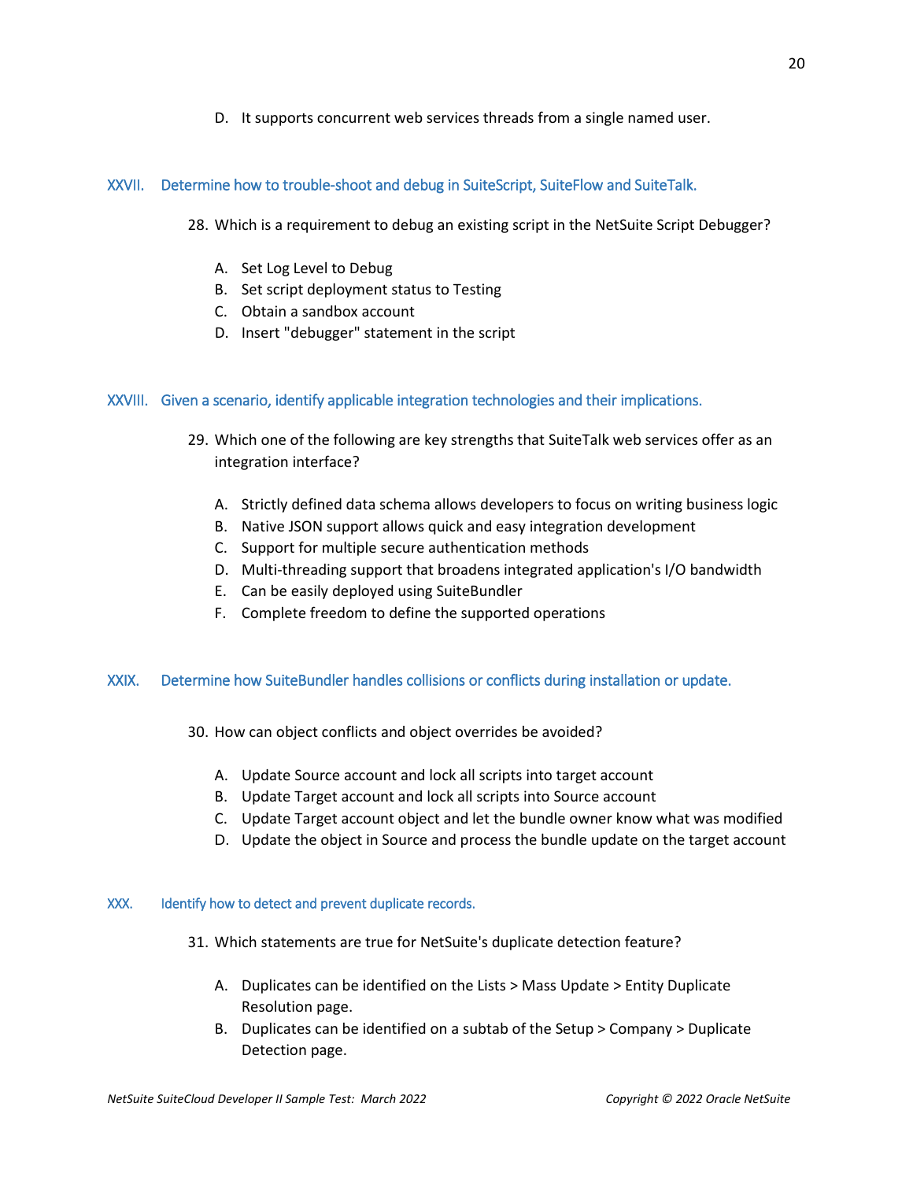D. It supports concurrent web services threads from a single named user.

## XXVII. Determine how to trouble-shoot and debug in SuiteScript, SuiteFlow and SuiteTalk.

28. Which is a requirement to debug an existing script in the NetSuite Script Debugger?

    A. Set Log Level to Debug
    B. Set script deployment status to Testing
    C. Obtain a sandbox account
    D. Insert "debugger" statement in the script

## XXVIII. Given a scenario, identify applicable integration technologies and their implications.

29. Which one of the following are key strengths that SuiteTalk web services offer as an integration interface?

    A. Strictly defined data schema allows developers to focus on writing business logic
    B. Native JSON support allows quick and easy integration development
    C. Support for multiple secure authentication methods
    D. Multi-threading support that broadens integrated application's I/O bandwidth
    E. Can be easily deployed using SuiteBundler
    F. Complete freedom to define the supported operations

## XXIX. Determine how SuiteBundler handles collisions or conflicts during installation or update.

30. How can object conflicts and object overrides be avoided?

    A. Update Source account and lock all scripts into target account
    B. Update Target account and lock all scripts into Source account
    C. Update Target account object and let the bundle owner know what was modified
    D. Update the object in Source and process the bundle update on the target account

## XXX. Identify how to detect and prevent duplicate records.

31. Which statements are true for NetSuite's duplicate detection feature?

    A. Duplicates can be identified on the Lists > Mass Update > Entity Duplicate Resolution page.
    B. Duplicates can be identified on a subtab of the Setup > Company > Duplicate Detection page.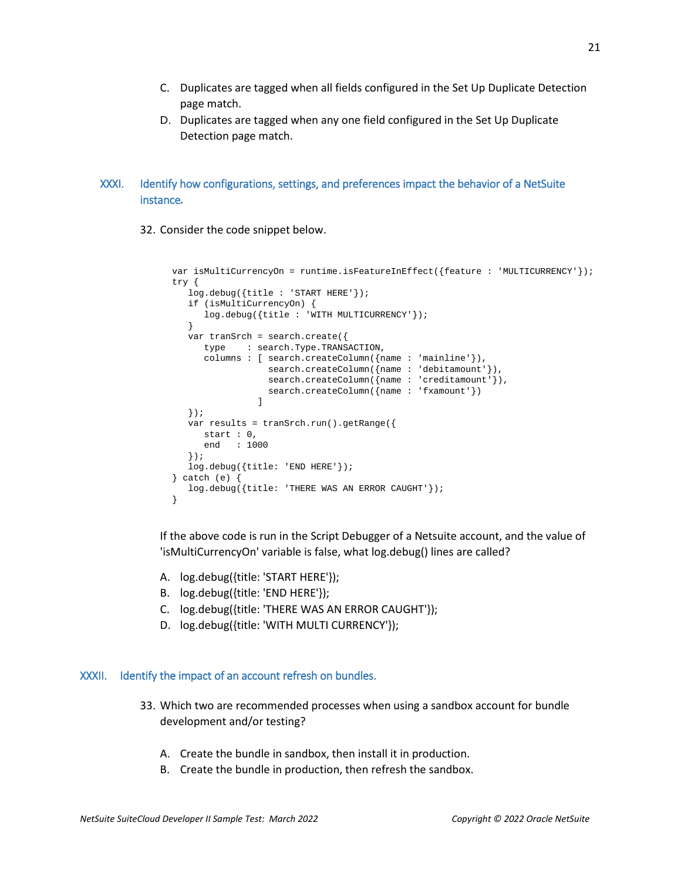C. Duplicates are tagged when all fields configured in the Set Up Duplicate Detection page match.
D. Duplicates are tagged when any one field configured in the Set Up Duplicate Detection page match.

## XXXI. Identify how configurations, settings, and preferences impact the behavior of a NetSuite instance.

32. Consider the code snippet below.

```
var isMultiCurrencyOn = runtime.isFeatureInEffect({feature : 'MULTICURRENCY'});
try {
   log.debug({title : 'START HERE'});
   if (isMultiCurrencyOn) {
      log.debug({title : 'WITH MULTICURRENCY'});
   }
   var tranSrch = search.create({
      type    : search.Type.TRANSACTION,
      columns : [ search.createColumn({name : 'mainline'}),
                  search.createColumn({name : 'debitamount'}),
                  search.createColumn({name : 'creditamount'}),
                  search.createColumn({name : 'fxamount'})
                ]
   });
   var results = tranSrch.run().getRange({
      start : 0,
      end   : 1000
   });
   log.debug({title: 'END HERE'});
} catch (e) {
   log.debug({title: 'THERE WAS AN ERROR CAUGHT'});
}
```

If the above code is run in the Script Debugger of a Netsuite account, and the value of 'isMultiCurrencyOn' variable is false, what log.debug() lines are called?

A. log.debug({title: 'START HERE'});
B. log.debug({title: 'END HERE'});
C. log.debug({title: 'THERE WAS AN ERROR CAUGHT'});
D. log.debug({title: 'WITH MULTI CURRENCY'});

## XXXII. Identify the impact of an account refresh on bundles.

33. Which two are recommended processes when using a sandbox account for bundle development and/or testing?

A. Create the bundle in sandbox, then install it in production.
B. Create the bundle in production, then refresh the sandbox.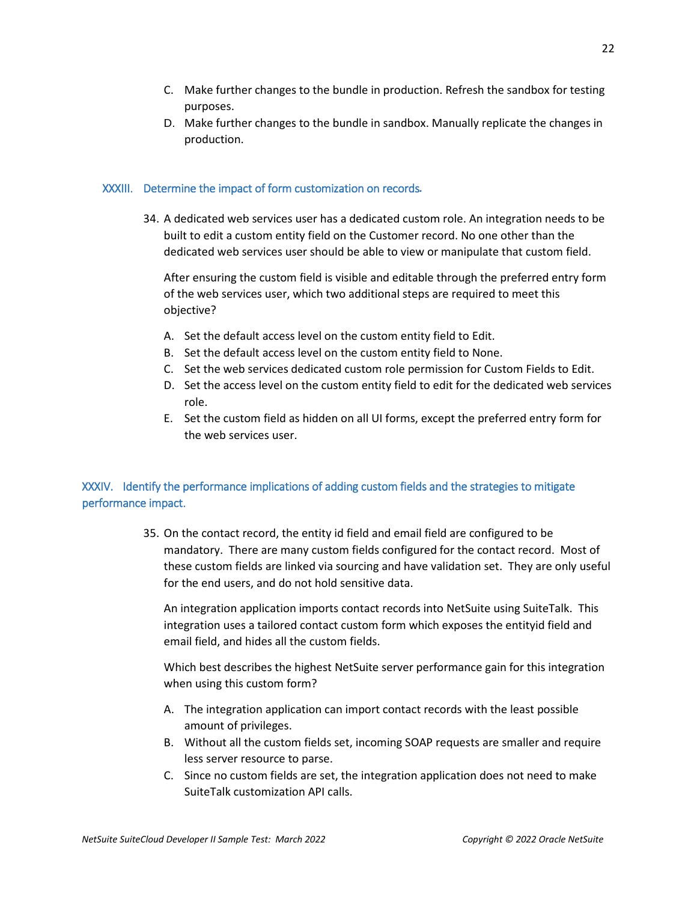C. Make further changes to the bundle in production. Refresh the sandbox for testing purposes.
D. Make further changes to the bundle in sandbox. Manually replicate the changes in production.

## XXXIII. Determine the impact of form customization on records.

34. A dedicated web services user has a dedicated custom role. An integration needs to be built to edit a custom entity field on the Customer record. No one other than the dedicated web services user should be able to view or manipulate that custom field.

    After ensuring the custom field is visible and editable through the preferred entry form of the web services user, which two additional steps are required to meet this objective?

    A. Set the default access level on the custom entity field to Edit.
    B. Set the default access level on the custom entity field to None.
    C. Set the web services dedicated custom role permission for Custom Fields to Edit.
    D. Set the access level on the custom entity field to edit for the dedicated web services role.
    E. Set the custom field as hidden on all UI forms, except the preferred entry form for the web services user.

## XXXIV. Identify the performance implications of adding custom fields and the strategies to mitigate performance impact.

35. On the contact record, the entity id field and email field are configured to be mandatory. There are many custom fields configured for the contact record. Most of these custom fields are linked via sourcing and have validation set. They are only useful for the end users, and do not hold sensitive data.

    An integration application imports contact records into NetSuite using SuiteTalk. This integration uses a tailored contact custom form which exposes the entityid field and email field, and hides all the custom fields.

    Which best describes the highest NetSuite server performance gain for this integration when using this custom form?

    A. The integration application can import contact records with the least possible amount of privileges.
    B. Without all the custom fields set, incoming SOAP requests are smaller and require less server resource to parse.
    C. Since no custom fields are set, the integration application does not need to make SuiteTalk customization API calls.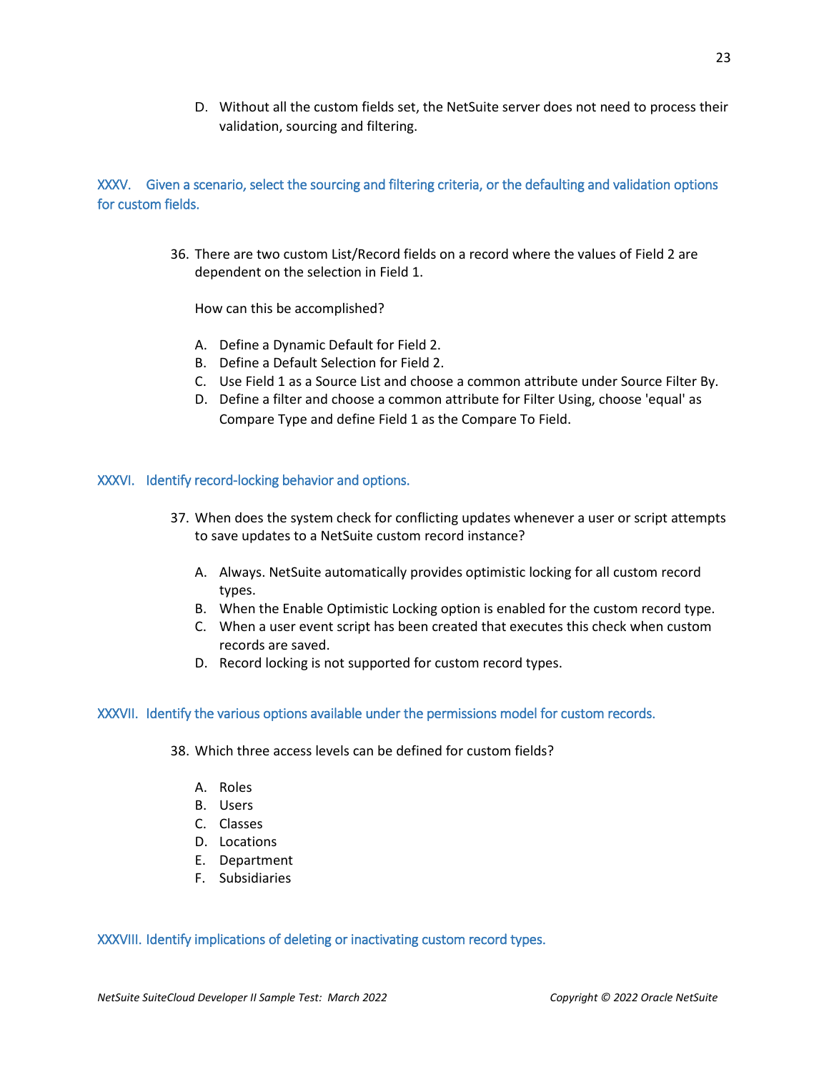D. Without all the custom fields set, the NetSuite server does not need to process their validation, sourcing and filtering.

### XXXV. Given a scenario, select the sourcing and filtering criteria, or the defaulting and validation options for custom fields.

36. There are two custom List/Record fields on a record where the values of Field 2 are dependent on the selection in Field 1.

    How can this be accomplished?

    A. Define a Dynamic Default for Field 2.
    B. Define a Default Selection for Field 2.
    C. Use Field 1 as a Source List and choose a common attribute under Source Filter By.
    D. Define a filter and choose a common attribute for Filter Using, choose 'equal' as Compare Type and define Field 1 as the Compare To Field.

### XXXVI. Identify record-locking behavior and options.

37. When does the system check for conflicting updates whenever a user or script attempts to save updates to a NetSuite custom record instance?

    A. Always. NetSuite automatically provides optimistic locking for all custom record types.
    B. When the Enable Optimistic Locking option is enabled for the custom record type.
    C. When a user event script has been created that executes this check when custom records are saved.
    D. Record locking is not supported for custom record types.

### XXXVII. Identify the various options available under the permissions model for custom records.

38. Which three access levels can be defined for custom fields?

    A. Roles
    B. Users
    C. Classes
    D. Locations
    E. Department
    F. Subsidiaries

### XXXVIII. Identify implications of deleting or inactivating custom record types.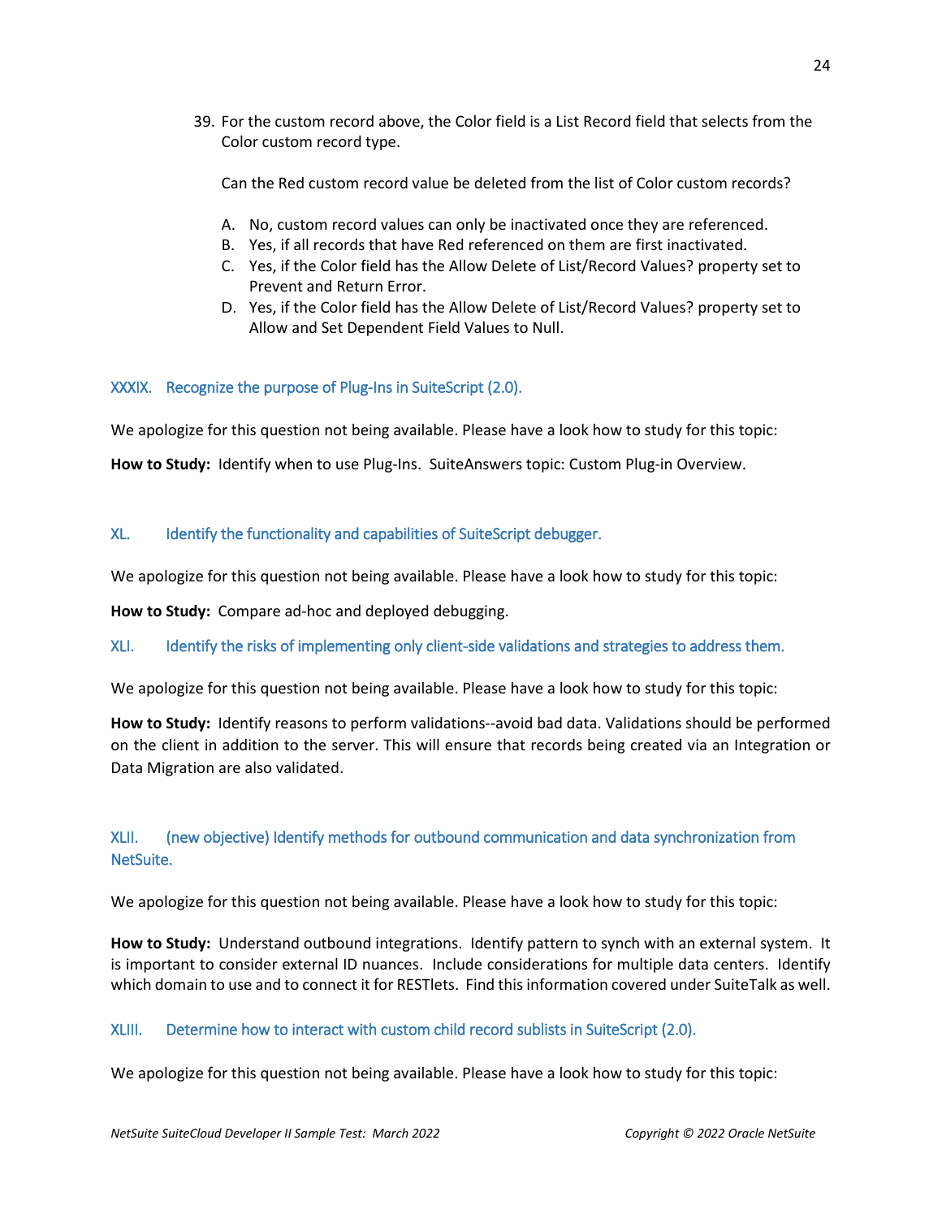39. For the custom record above, the Color field is a List Record field that selects from the Color custom record type.

    Can the Red custom record value be deleted from the list of Color custom records?

    A. No, custom record values can only be inactivated once they are referenced.
    B. Yes, if all records that have Red referenced on them are first inactivated.
    C. Yes, if the Color field has the Allow Delete of List/Record Values? property set to Prevent and Return Error.
    D. Yes, if the Color field has the Allow Delete of List/Record Values? property set to Allow and Set Dependent Field Values to Null.

## XXXIX. Recognize the purpose of Plug-Ins in SuiteScript (2.0).

We apologize for this question not being available. Please have a look how to study for this topic:

**How to Study:** Identify when to use Plug-Ins. SuiteAnswers topic: Custom Plug-in Overview.

## XL. Identify the functionality and capabilities of SuiteScript debugger.

We apologize for this question not being available. Please have a look how to study for this topic:

**How to Study:** Compare ad-hoc and deployed debugging.

## XLI. Identify the risks of implementing only client-side validations and strategies to address them.

We apologize for this question not being available. Please have a look how to study for this topic:

**How to Study:** Identify reasons to perform validations--avoid bad data. Validations should be performed on the client in addition to the server. This will ensure that records being created via an Integration or Data Migration are also validated.

## XLII. (new objective) Identify methods for outbound communication and data synchronization from NetSuite.

We apologize for this question not being available. Please have a look how to study for this topic:

**How to Study:** Understand outbound integrations. Identify pattern to synch with an external system. It is important to consider external ID nuances. Include considerations for multiple data centers. Identify which domain to use and to connect it for RESTlets. Find this information covered under SuiteTalk as well.

## XLIII. Determine how to interact with custom child record sublists in SuiteScript (2.0).

We apologize for this question not being available. Please have a look how to study for this topic: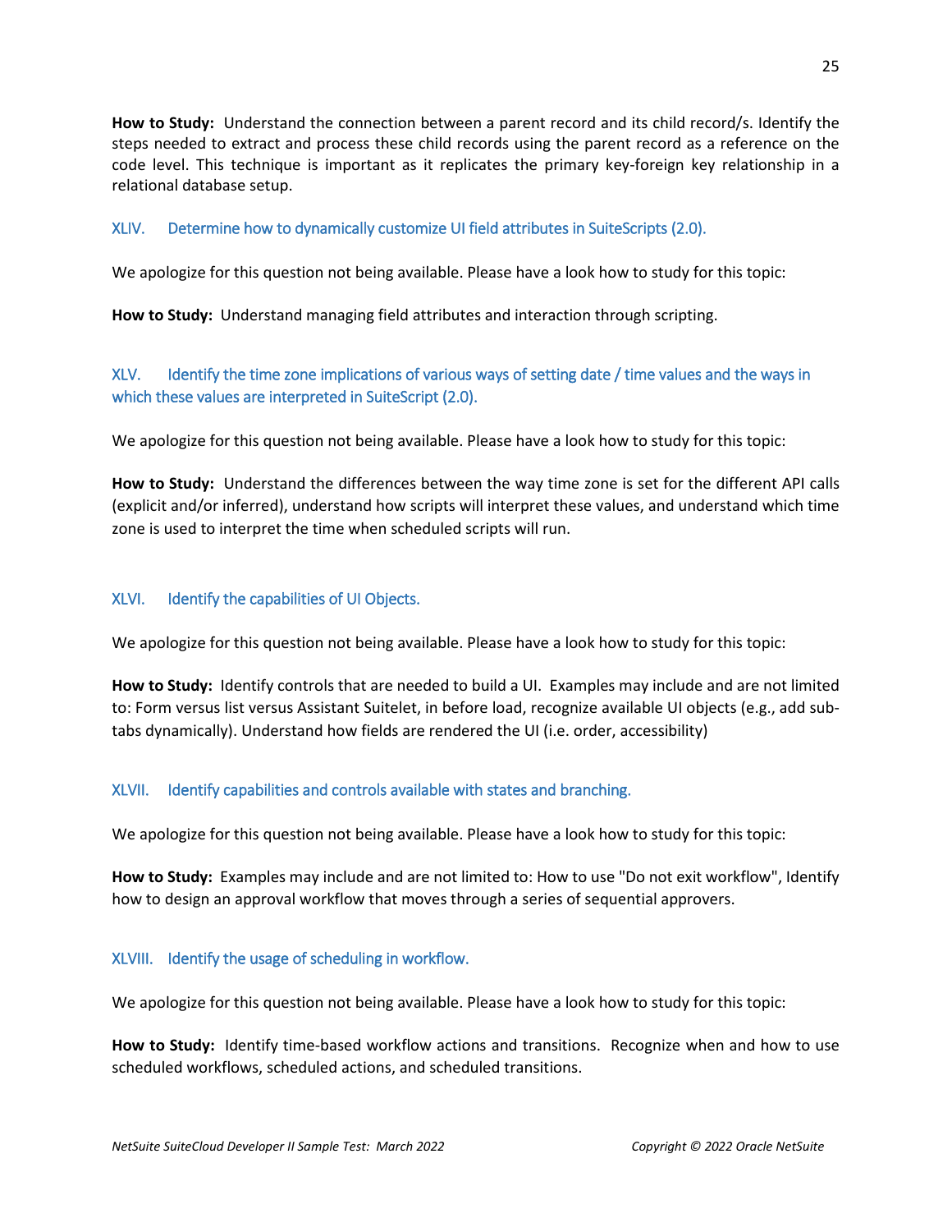**How to Study:** Understand the connection between a parent record and its child record/s. Identify the steps needed to extract and process these child records using the parent record as a reference on the code level. This technique is important as it replicates the primary key-foreign key relationship in a relational database setup.

### XLIV. Determine how to dynamically customize UI field attributes in SuiteScripts (2.0).

We apologize for this question not being available. Please have a look how to study for this topic:

**How to Study:** Understand managing field attributes and interaction through scripting.

### XLV. Identify the time zone implications of various ways of setting date / time values and the ways in which these values are interpreted in SuiteScript (2.0).

We apologize for this question not being available. Please have a look how to study for this topic:

**How to Study:** Understand the differences between the way time zone is set for the different API calls (explicit and/or inferred), understand how scripts will interpret these values, and understand which time zone is used to interpret the time when scheduled scripts will run.

### XLVI. Identify the capabilities of UI Objects.

We apologize for this question not being available. Please have a look how to study for this topic:

**How to Study:** Identify controls that are needed to build a UI. Examples may include and are not limited to: Form versus list versus Assistant Suitelet, in before load, recognize available UI objects (e.g., add sub-tabs dynamically). Understand how fields are rendered the UI (i.e. order, accessibility)

### XLVII. Identify capabilities and controls available with states and branching.

We apologize for this question not being available. Please have a look how to study for this topic:

**How to Study:** Examples may include and are not limited to: How to use "Do not exit workflow", Identify how to design an approval workflow that moves through a series of sequential approvers.

### XLVIII. Identify the usage of scheduling in workflow.

We apologize for this question not being available. Please have a look how to study for this topic:

**How to Study:** Identify time-based workflow actions and transitions. Recognize when and how to use scheduled workflows, scheduled actions, and scheduled transitions.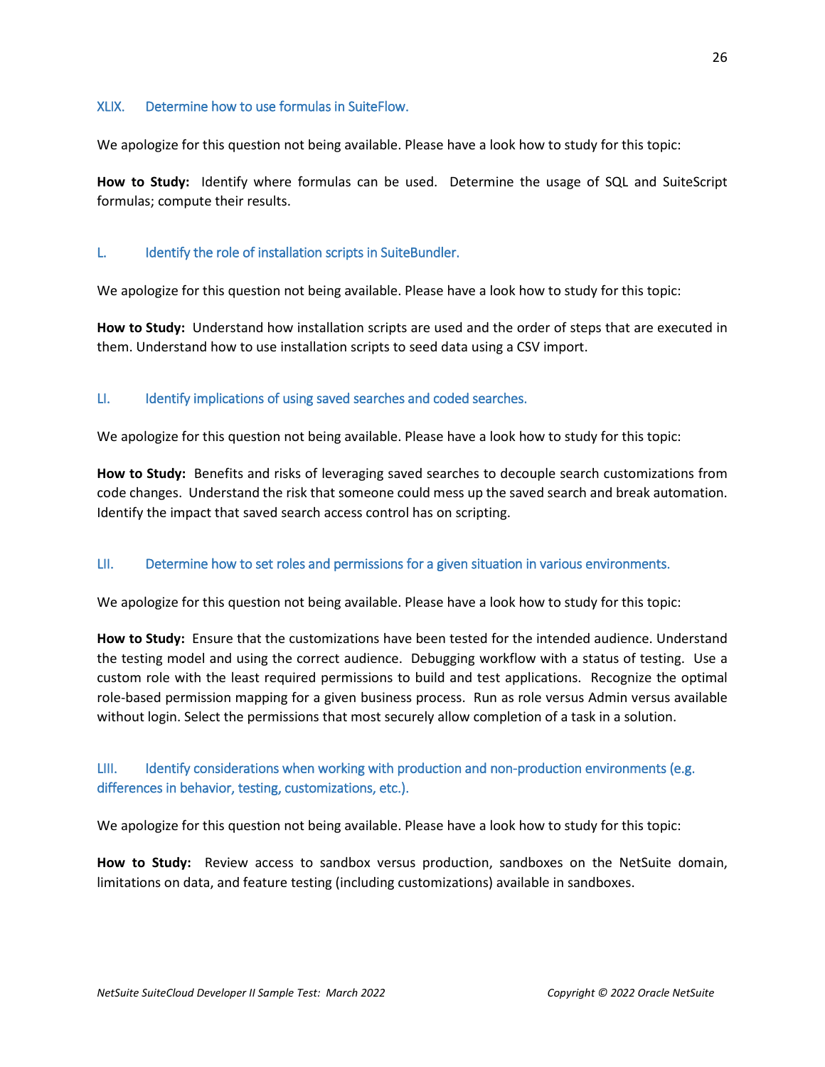### XLIX. Determine how to use formulas in SuiteFlow.

We apologize for this question not being available. Please have a look how to study for this topic:

**How to Study:** Identify where formulas can be used. Determine the usage of SQL and SuiteScript formulas; compute their results.

### L. Identify the role of installation scripts in SuiteBundler.

We apologize for this question not being available. Please have a look how to study for this topic:

**How to Study:** Understand how installation scripts are used and the order of steps that are executed in them. Understand how to use installation scripts to seed data using a CSV import.

### LI. Identify implications of using saved searches and coded searches.

We apologize for this question not being available. Please have a look how to study for this topic:

**How to Study:** Benefits and risks of leveraging saved searches to decouple search customizations from code changes. Understand the risk that someone could mess up the saved search and break automation. Identify the impact that saved search access control has on scripting.

### LII. Determine how to set roles and permissions for a given situation in various environments.

We apologize for this question not being available. Please have a look how to study for this topic:

**How to Study:** Ensure that the customizations have been tested for the intended audience. Understand the testing model and using the correct audience. Debugging workflow with a status of testing. Use a custom role with the least required permissions to build and test applications. Recognize the optimal role-based permission mapping for a given business process. Run as role versus Admin versus available without login. Select the permissions that most securely allow completion of a task in a solution.

### LIII. Identify considerations when working with production and non-production environments (e.g. differences in behavior, testing, customizations, etc.).

We apologize for this question not being available. Please have a look how to study for this topic:

**How to Study:** Review access to sandbox versus production, sandboxes on the NetSuite domain, limitations on data, and feature testing (including customizations) available in sandboxes.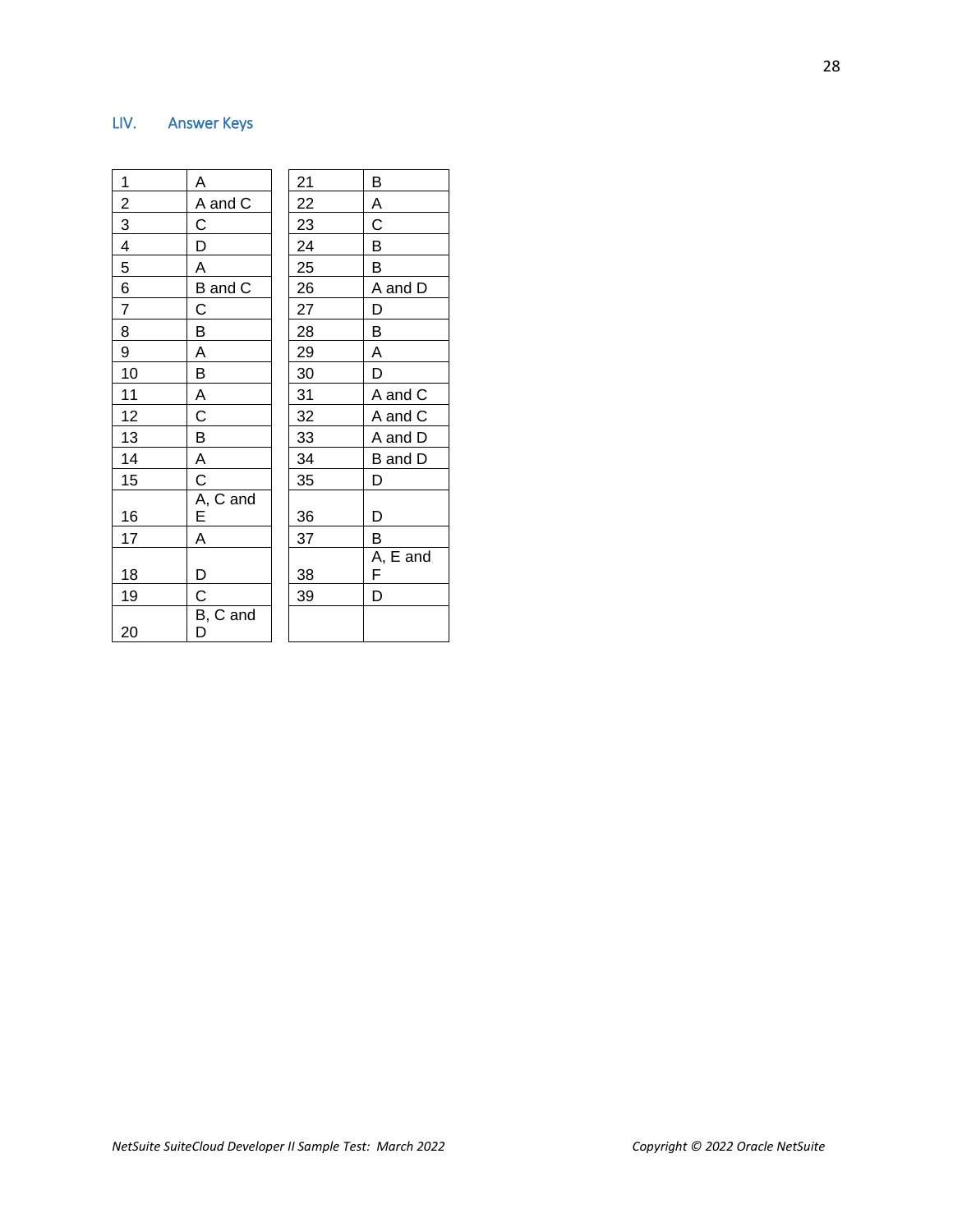## LIV. Answer Keys

| | |
|---|---|
| 1 | A |
| 2 | A and C |
| 3 | C |
| 4 | D |
| 5 | A |
| 6 | B and C |
| 7 | C |
| 8 | B |
| 9 | A |
| 10 | B |
| 11 | A |
| 12 | C |
| 13 | B |
| 14 | A |
| 15 | C |
| 16 | A, C and E |
| 17 | A |
| 18 | D |
| 19 | C |
| 20 | B, C and D |

| | |
|---|---|
| 21 | B |
| 22 | A |
| 23 | C |
| 24 | B |
| 25 | B |
| 26 | A and D |
| 27 | D |
| 28 | B |
| 29 | A |
| 30 | D |
| 31 | A and C |
| 32 | A and C |
| 33 | A and D |
| 34 | B and D |
| 35 | D |
| 36 | D |
| 37 | B |
| 38 | A, E and F |
| 39 | D |
| | |